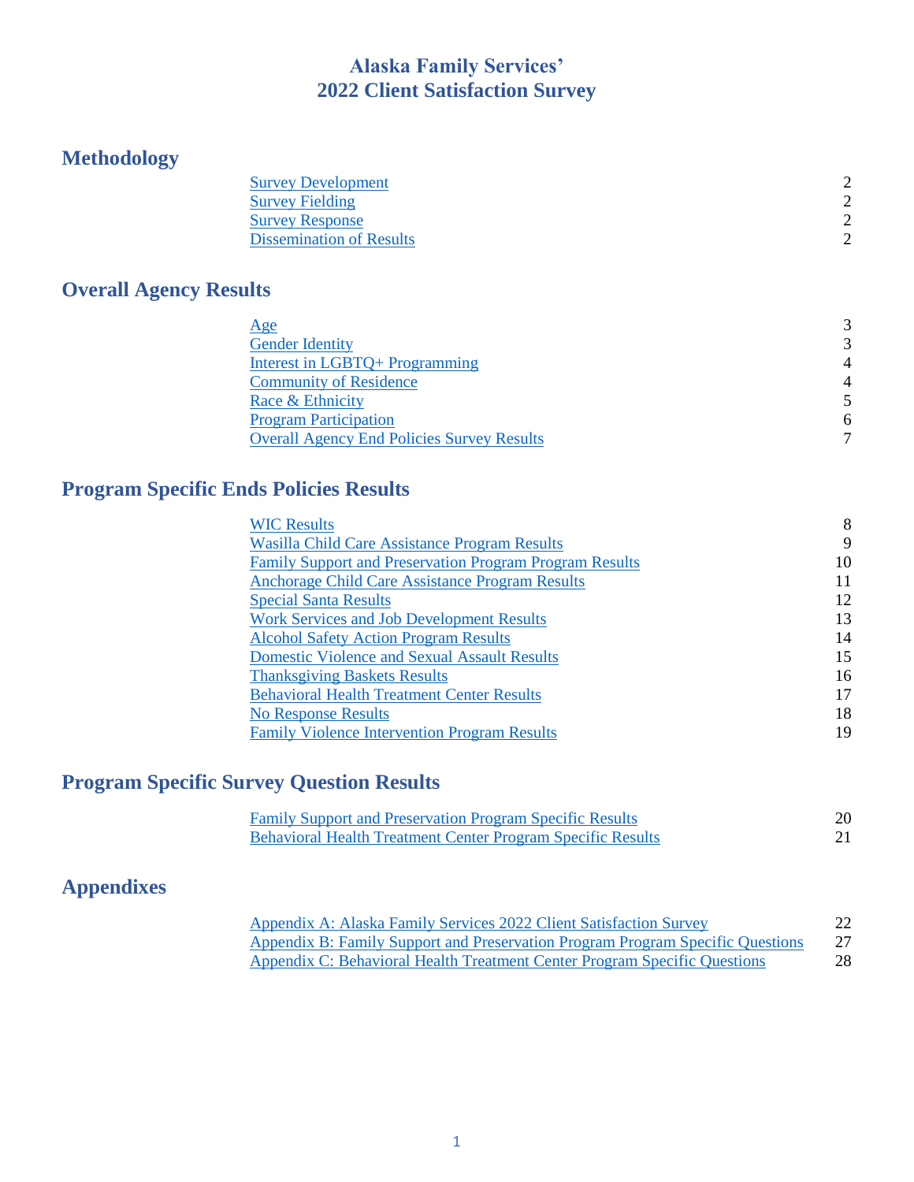# Alaska Family Services' 2022 Client Satisfaction Survey

## Methodology

| | |
|---|---|
| Survey Development | 2 |
| Survey Fielding | 2 |
| Survey Response | 2 |
| Dissemination of Results | 2 |

## Overall Agency Results

| | |
|---|---|
| Age | 3 |
| Gender Identity | 3 |
| Interest in LGBTQ+ Programming | 4 |
| Community of Residence | 4 |
| Race & Ethnicity | 5 |
| Program Participation | 6 |
| Overall Agency End Policies Survey Results | 7 |

## Program Specific Ends Policies Results

| | |
|---|---|
| WIC Results | 8 |
| Wasilla Child Care Assistance Program Results | 9 |
| Family Support and Preservation Program Program Results | 10 |
| Anchorage Child Care Assistance Program Results | 11 |
| Special Santa Results | 12 |
| Work Services and Job Development Results | 13 |
| Alcohol Safety Action Program Results | 14 |
| Domestic Violence and Sexual Assault Results | 15 |
| Thanksgiving Baskets Results | 16 |
| Behavioral Health Treatment Center Results | 17 |
| No Response Results | 18 |
| Family Violence Intervention Program Results | 19 |

## Program Specific Survey Question Results

| | |
|---|---|
| Family Support and Preservation Program Specific Results | 20 |
| Behavioral Health Treatment Center Program Specific Results | 21 |

## Appendixes

| | |
|---|---|
| Appendix A: Alaska Family Services 2022 Client Satisfaction Survey | 22 |
| Appendix B: Family Support and Preservation Program Program Specific Questions | 27 |
| Appendix C: Behavioral Health Treatment Center Program Specific Questions | 28 |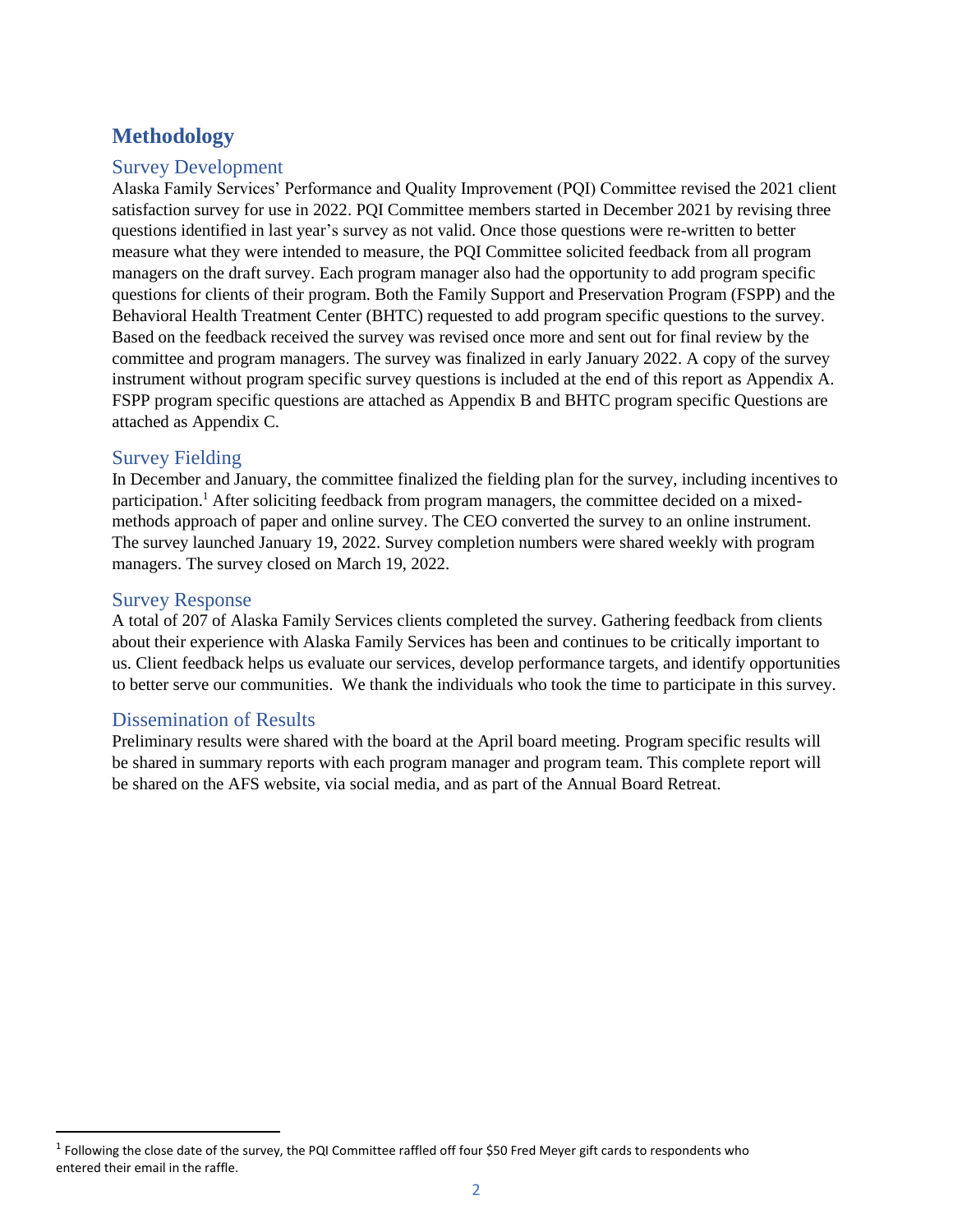# Methodology

## Survey Development

Alaska Family Services' Performance and Quality Improvement (PQI) Committee revised the 2021 client satisfaction survey for use in 2022. PQI Committee members started in December 2021 by revising three questions identified in last year's survey as not valid. Once those questions were re-written to better measure what they were intended to measure, the PQI Committee solicited feedback from all program managers on the draft survey. Each program manager also had the opportunity to add program specific questions for clients of their program. Both the Family Support and Preservation Program (FSPP) and the Behavioral Health Treatment Center (BHTC) requested to add program specific questions to the survey. Based on the feedback received the survey was revised once more and sent out for final review by the committee and program managers. The survey was finalized in early January 2022. A copy of the survey instrument without program specific survey questions is included at the end of this report as Appendix A. FSPP program specific questions are attached as Appendix B and BHTC program specific Questions are attached as Appendix C.

## Survey Fielding

In December and January, the committee finalized the fielding plan for the survey, including incentives to participation.[1] After soliciting feedback from program managers, the committee decided on a mixed-methods approach of paper and online survey. The CEO converted the survey to an online instrument. The survey launched January 19, 2022. Survey completion numbers were shared weekly with program managers. The survey closed on March 19, 2022.

## Survey Response

A total of 207 of Alaska Family Services clients completed the survey. Gathering feedback from clients about their experience with Alaska Family Services has been and continues to be critically important to us. Client feedback helps us evaluate our services, develop performance targets, and identify opportunities to better serve our communities. We thank the individuals who took the time to participate in this survey.

## Dissemination of Results

Preliminary results were shared with the board at the April board meeting. Program specific results will be shared in summary reports with each program manager and program team. This complete report will be shared on the AFS website, via social media, and as part of the Annual Board Retreat.

---

[1] Following the close date of the survey, the PQI Committee raffled off four $50 Fred Meyer gift cards to respondents who entered their email in the raffle.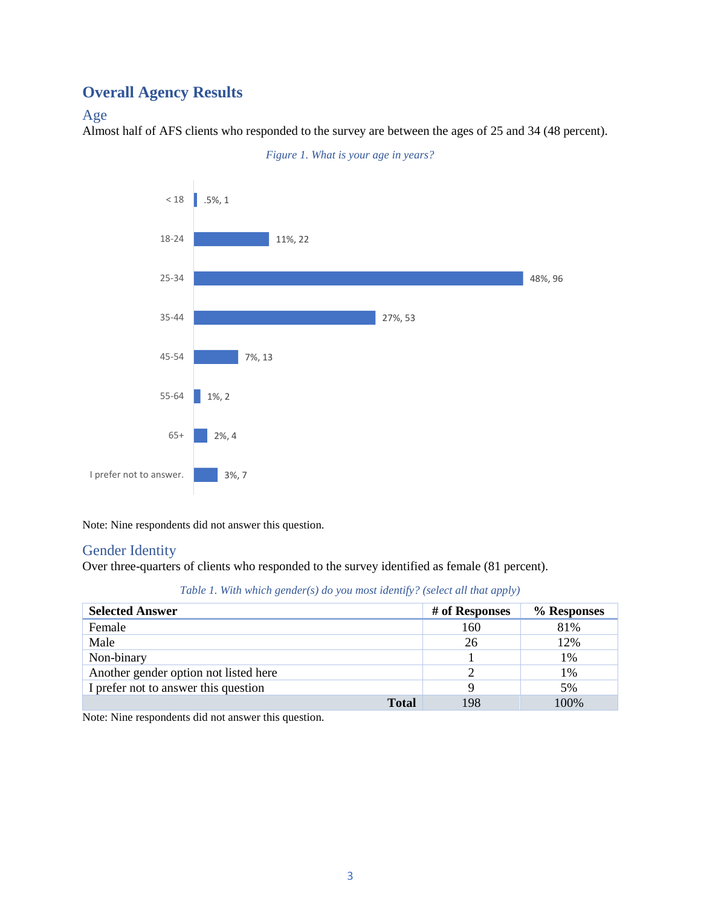# Overall Agency Results

## Age

Almost half of AFS clients who responded to the survey are between the ages of 25 and 34 (48 percent).

*Figure 1. What is your age in years?*

< 18
.5%, 1
18-24
11%, 22
25-34
48%, 96
35-44
27%, 53
45-54
7%, 13
55-64
1%, 2
65+
2%, 4
I prefer not to answer.
3%, 7

Note: Nine respondents did not answer this question.

## Gender Identity

Over three-quarters of clients who responded to the survey identified as female (81 percent).

*Table 1. With which gender(s) do you most identify? (select all that apply)*

| Selected Answer | # of Responses | % Responses |
|---|---|---|
| Female | 160 | 81% |
| Male | 26 | 12% |
| Non-binary | 1 | 1% |
| Another gender option not listed here | 2 | 1% |
| I prefer not to answer this question | 9 | 5% |
| **Total** | 198 | 100% |

Note: Nine respondents did not answer this question.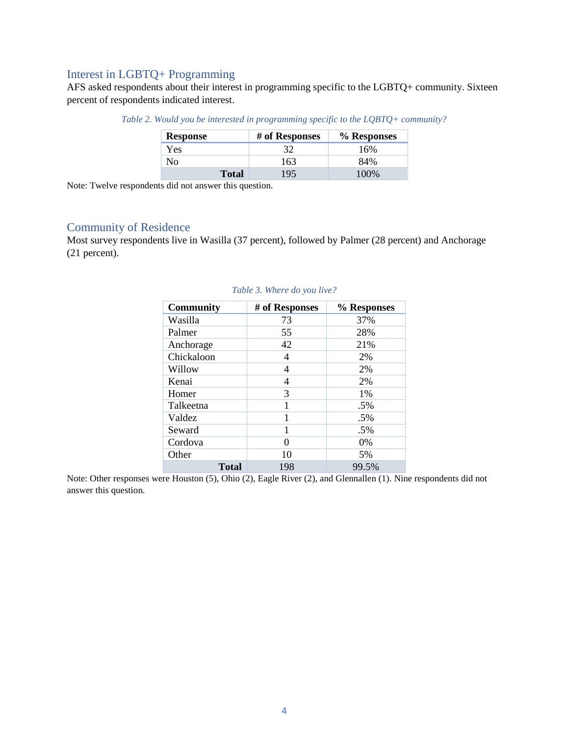## Interest in LGBTQ+ Programming

AFS asked respondents about their interest in programming specific to the LGBTQ+ community. Sixteen percent of respondents indicated interest.

*Table 2. Would you be interested in programming specific to the LQBTQ+ community?*

| Response | # of Responses | % Responses |
|---|---|---|
| Yes | 32 | 16% |
| No | 163 | 84% |
| **Total** | 195 | 100% |

Note: Twelve respondents did not answer this question.

## Community of Residence

Most survey respondents live in Wasilla (37 percent), followed by Palmer (28 percent) and Anchorage (21 percent).

*Table 3. Where do you live?*

| Community | # of Responses | % Responses |
|---|---|---|
| Wasilla | 73 | 37% |
| Palmer | 55 | 28% |
| Anchorage | 42 | 21% |
| Chickaloon | 4 | 2% |
| Willow | 4 | 2% |
| Kenai | 4 | 2% |
| Homer | 3 | 1% |
| Talkeetna | 1 | .5% |
| Valdez | 1 | .5% |
| Seward | 1 | .5% |
| Cordova | 0 | 0% |
| Other | 10 | 5% |
| **Total** | 198 | 99.5% |

Note: Other responses were Houston (5), Ohio (2), Eagle River (2), and Glennallen (1). Nine respondents did not answer this question.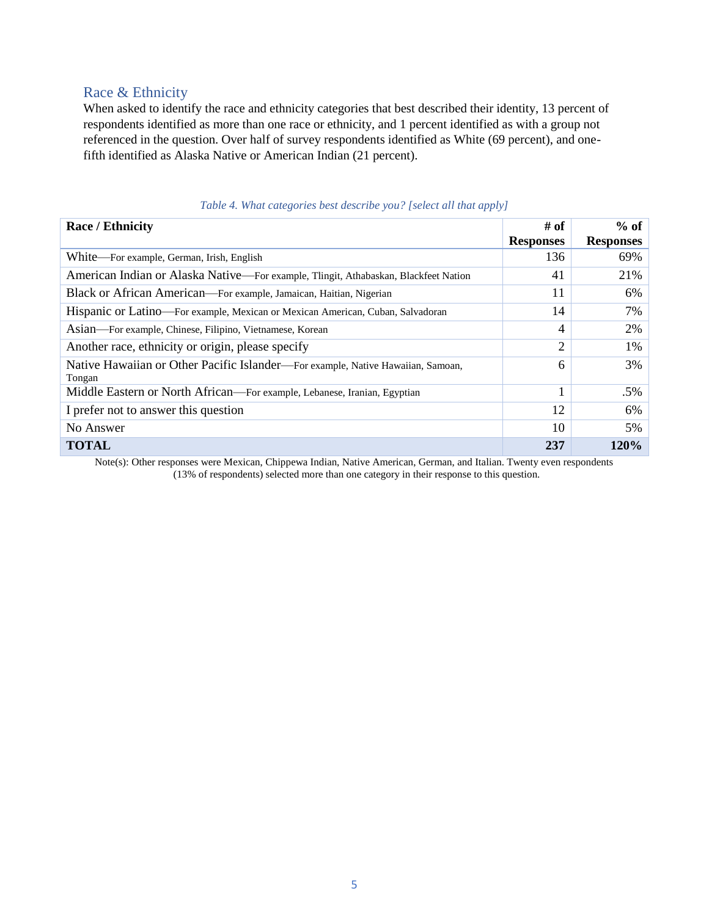## Race & Ethnicity

When asked to identify the race and ethnicity categories that best described their identity, 13 percent of respondents identified as more than one race or ethnicity, and 1 percent identified as with a group not referenced in the question. Over half of survey respondents identified as White (69 percent), and one-fifth identified as Alaska Native or American Indian (21 percent).

*Table 4. What categories best describe you? [select all that apply]*

| Race / Ethnicity | # of Responses | % of Responses |
|---|---|---|
| White—For example, German, Irish, English | 136 | 69% |
| American Indian or Alaska Native—For example, Tlingit, Athabaskan, Blackfeet Nation | 41 | 21% |
| Black or African American—For example, Jamaican, Haitian, Nigerian | 11 | 6% |
| Hispanic or Latino—For example, Mexican or Mexican American, Cuban, Salvadoran | 14 | 7% |
| Asian—For example, Chinese, Filipino, Vietnamese, Korean | 4 | 2% |
| Another race, ethnicity or origin, please specify | 2 | 1% |
| Native Hawaiian or Other Pacific Islander—For example, Native Hawaiian, Samoan, Tongan | 6 | 3% |
| Middle Eastern or North African—For example, Lebanese, Iranian, Egyptian | 1 | .5% |
| I prefer not to answer this question | 12 | 6% |
| No Answer | 10 | 5% |
| **TOTAL** | **237** | **120%** |

Note(s): Other responses were Mexican, Chippewa Indian, Native American, German, and Italian. Twenty even respondents (13% of respondents) selected more than one category in their response to this question.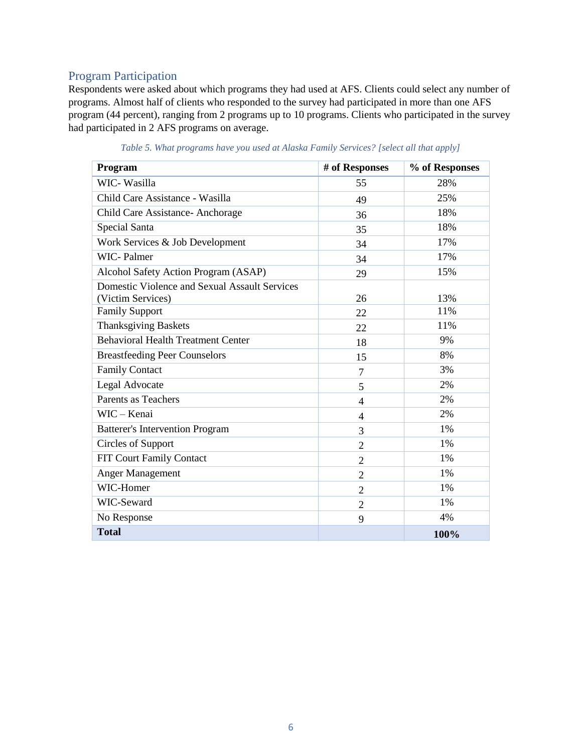## Program Participation

Respondents were asked about which programs they had used at AFS. Clients could select any number of programs. Almost half of clients who responded to the survey had participated in more than one AFS program (44 percent), ranging from 2 programs up to 10 programs. Clients who participated in the survey had participated in 2 AFS programs on average.

*Table 5. What programs have you used at Alaska Family Services? [select all that apply]*

| Program | # of Responses | % of Responses |
|---|---|---|
| WIC- Wasilla | 55 | 28% |
| Child Care Assistance - Wasilla | 49 | 25% |
| Child Care Assistance- Anchorage | 36 | 18% |
| Special Santa | 35 | 18% |
| Work Services & Job Development | 34 | 17% |
| WIC- Palmer | 34 | 17% |
| Alcohol Safety Action Program (ASAP) | 29 | 15% |
| Domestic Violence and Sexual Assault Services (Victim Services) | 26 | 13% |
| Family Support | 22 | 11% |
| Thanksgiving Baskets | 22 | 11% |
| Behavioral Health Treatment Center | 18 | 9% |
| Breastfeeding Peer Counselors | 15 | 8% |
| Family Contact | 7 | 3% |
| Legal Advocate | 5 | 2% |
| Parents as Teachers | 4 | 2% |
| WIC – Kenai | 4 | 2% |
| Batterer's Intervention Program | 3 | 1% |
| Circles of Support | 2 | 1% |
| FIT Court Family Contact | 2 | 1% |
| Anger Management | 2 | 1% |
| WIC-Homer | 2 | 1% |
| WIC-Seward | 2 | 1% |
| No Response | 9 | 4% |
| **Total** | | **100%** |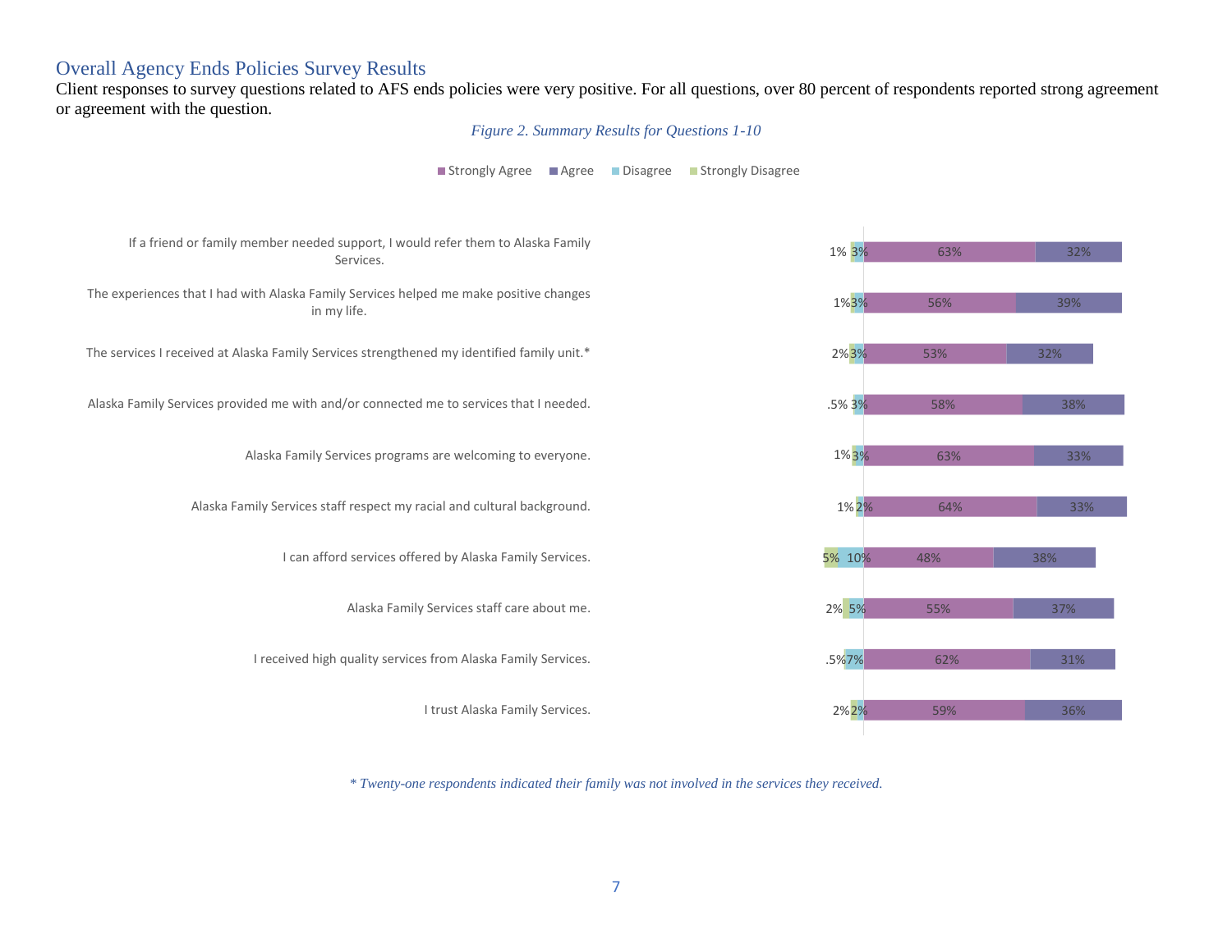## Overall Agency Ends Policies Survey Results

Client responses to survey questions related to AFS ends policies were very positive. For all questions, over 80 percent of respondents reported strong agreement or agreement with the question.

*Figure 2. Summary Results for Questions 1-10*

Strongly Agree
Agree
Disagree
Strongly Disagree

If a friend or family member needed support, I would refer them to Alaska Family Services.
1% 3% 63% 32%

The experiences that I had with Alaska Family Services helped me make positive changes in my life.
1% 3% 56% 39%

The services I received at Alaska Family Services strengthened my identified family unit.*
2% 3% 53% 32%

Alaska Family Services provided me with and/or connected me to services that I needed.
.5% 3% 58% 38%

Alaska Family Services programs are welcoming to everyone.
1% 3% 63% 33%

Alaska Family Services staff respect my racial and cultural background.
1% 2% 64% 33%

I can afford services offered by Alaska Family Services.
5% 10% 48% 38%

Alaska Family Services staff care about me.
2% 5% 55% 37%

I received high quality services from Alaska Family Services.
.5% 7% 62% 31%

I trust Alaska Family Services.
2% 2% 59% 36%

*\* Twenty-one respondents indicated their family was not involved in the services they received.*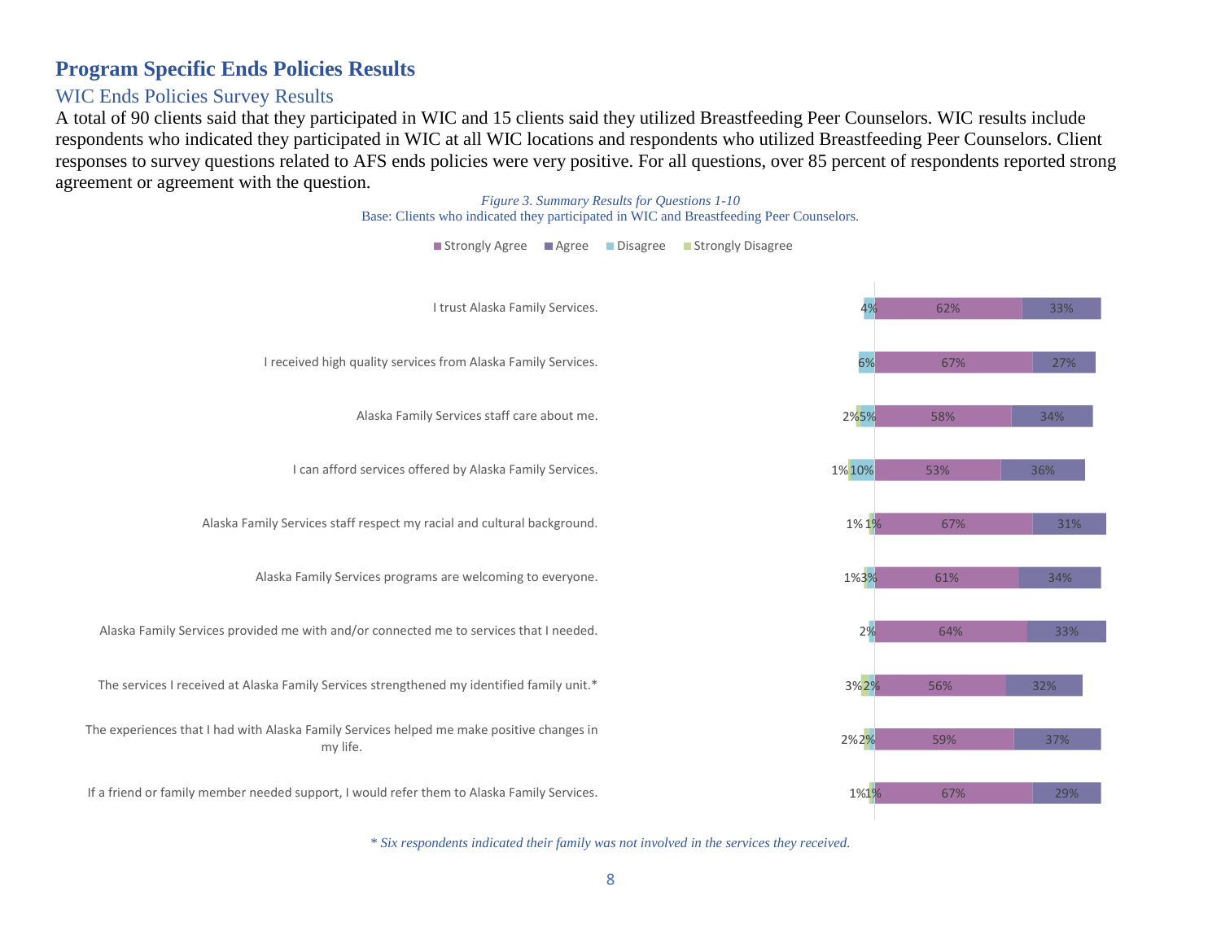# Program Specific Ends Policies Results

## WIC Ends Policies Survey Results

A total of 90 clients said that they participated in WIC and 15 clients said they utilized Breastfeeding Peer Counselors. WIC results include respondents who indicated they participated in WIC at all WIC locations and respondents who utilized Breastfeeding Peer Counselors. Client responses to survey questions related to AFS ends policies were very positive. For all questions, over 85 percent of respondents reported strong agreement or agreement with the question.

*Figure 3. Summary Results for Questions 1-10*

Base: Clients who indicated they participated in WIC and Breastfeeding Peer Counselors.

Strongly Agree, Agree, Disagree, Strongly Disagree

I trust Alaska Family Services.
4% 62% 33%

I received high quality services from Alaska Family Services.
6% 67% 27%

Alaska Family Services staff care about me.
2% 5% 58% 34%

I can afford services offered by Alaska Family Services.
1% 10% 53% 36%

Alaska Family Services staff respect my racial and cultural background.
1% 1% 67% 31%

Alaska Family Services programs are welcoming to everyone.
1% 3% 61% 34%

Alaska Family Services provided me with and/or connected me to services that I needed.
2% 64% 33%

The services I received at Alaska Family Services strengthened my identified family unit.*
3% 2% 56% 32%

The experiences that I had with Alaska Family Services helped me make positive changes in my life.
2% 2% 59% 37%

If a friend or family member needed support, I would refer them to Alaska Family Services.
1% 1% 67% 29%

*\* Six respondents indicated their family was not involved in the services they received.*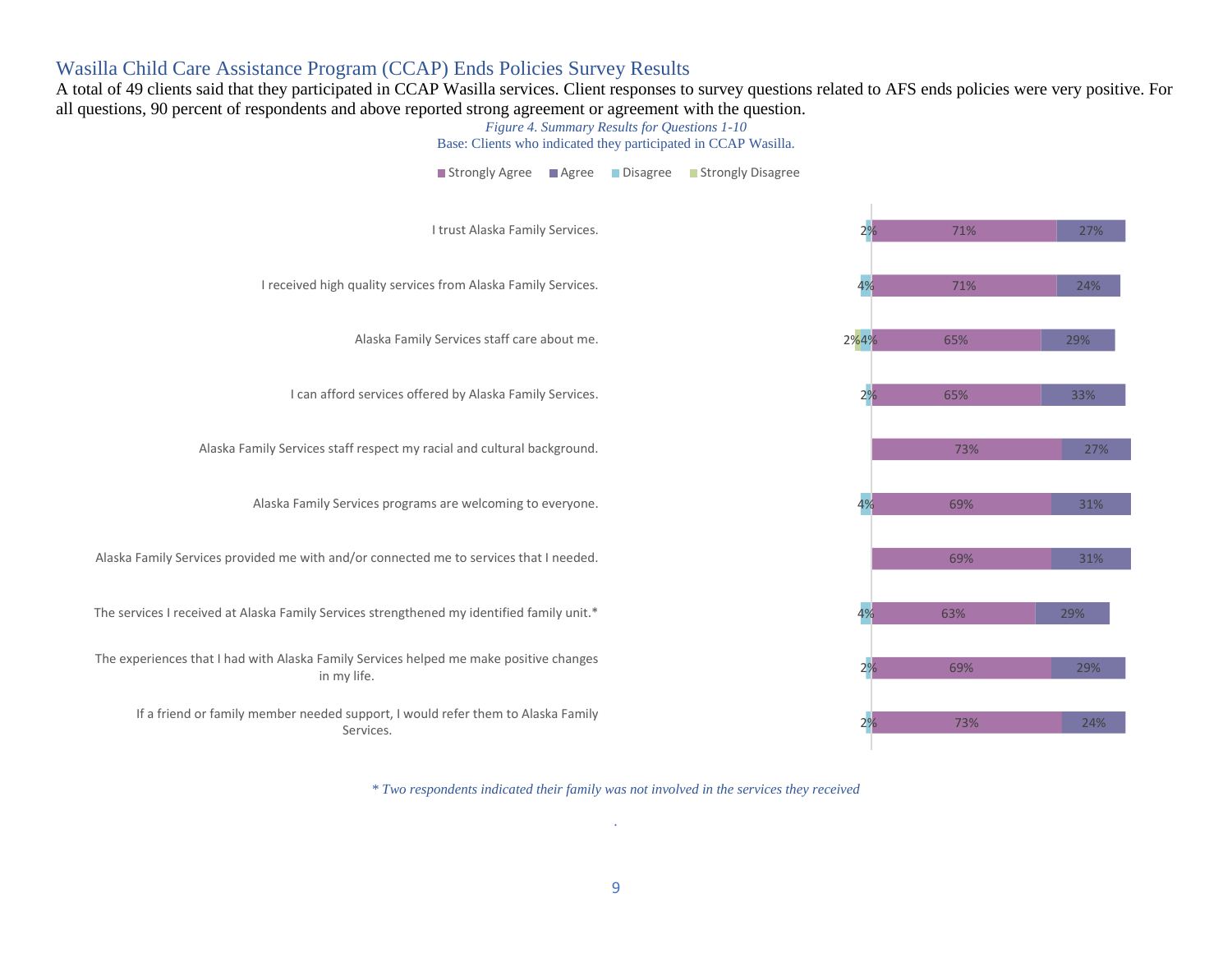## Wasilla Child Care Assistance Program (CCAP) Ends Policies Survey Results

A total of 49 clients said that they participated in CCAP Wasilla services. Client responses to survey questions related to AFS ends policies were very positive. For all questions, 90 percent of respondents and above reported strong agreement or agreement with the question.

*Figure 4. Summary Results for Questions 1-10*

Base: Clients who indicated they participated in CCAP Wasilla.

Strongly Agree, Agree, Disagree, Strongly Disagree

I trust Alaska Family Services. 2% 71% 27%

I received high quality services from Alaska Family Services. 4% 71% 24%

Alaska Family Services staff care about me. 2% 4% 65% 29%

I can afford services offered by Alaska Family Services. 2% 65% 33%

Alaska Family Services staff respect my racial and cultural background. 73% 27%

Alaska Family Services programs are welcoming to everyone. 4% 69% 31%

Alaska Family Services provided me with and/or connected me to services that I needed. 69% 31%

The services I received at Alaska Family Services strengthened my identified family unit.* 4% 63% 29%

The experiences that I had with Alaska Family Services helped me make positive changes in my life. 2% 69% 29%

If a friend or family member needed support, I would refer them to Alaska Family Services. 2% 73% 24%

*\* Two respondents indicated their family was not involved in the services they received*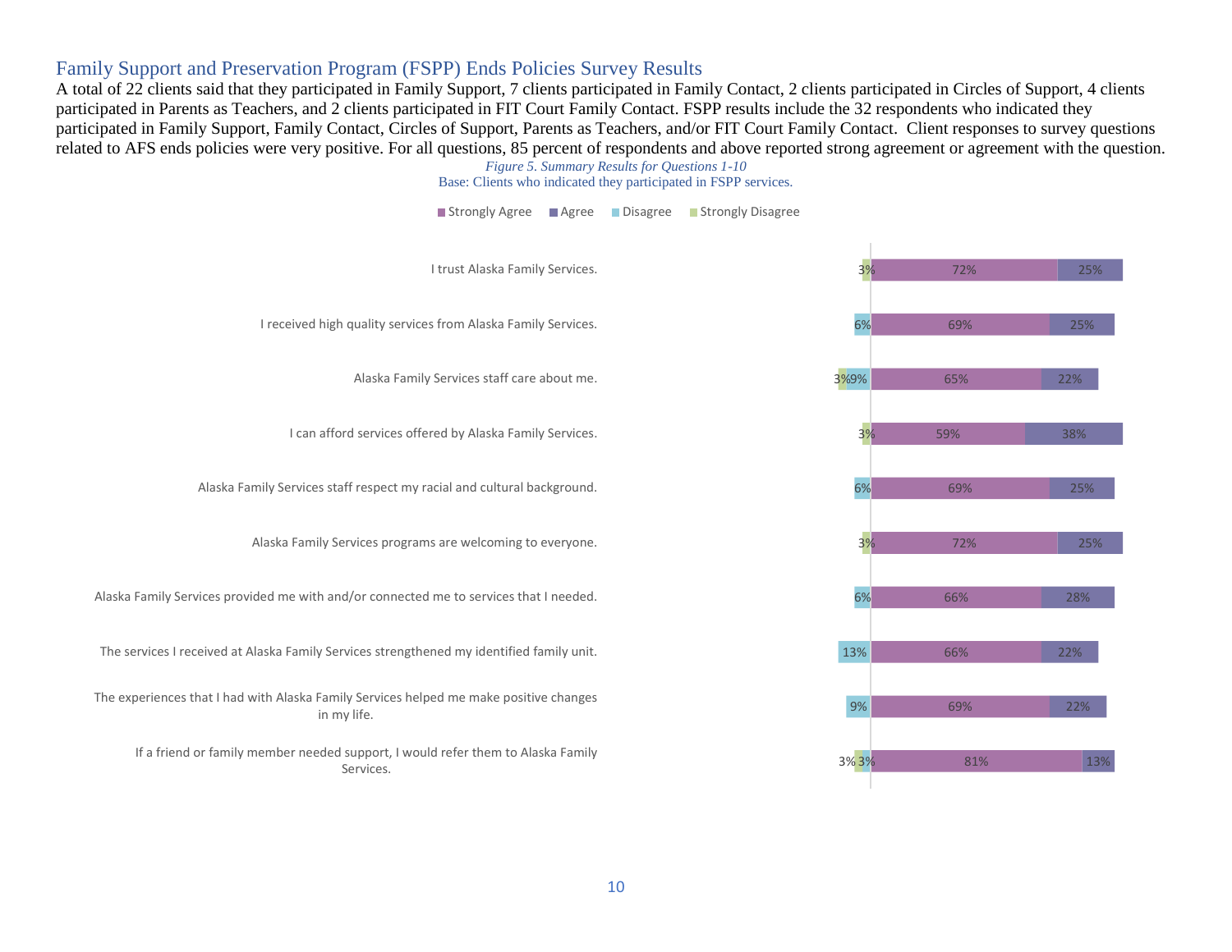## Family Support and Preservation Program (FSPP) Ends Policies Survey Results

A total of 22 clients said that they participated in Family Support, 7 clients participated in Family Contact, 2 clients participated in Circles of Support, 4 clients participated in Parents as Teachers, and 2 clients participated in FIT Court Family Contact. FSPP results include the 32 respondents who indicated they participated in Family Support, Family Contact, Circles of Support, Parents as Teachers, and/or FIT Court Family Contact. Client responses to survey questions related to AFS ends policies were very positive. For all questions, 85 percent of respondents and above reported strong agreement or agreement with the question.

*Figure 5. Summary Results for Questions 1-10*

Base: Clients who indicated they participated in FSPP services.

Strongly Agree, Agree, Disagree, Strongly Disagree

I trust Alaska Family Services. 3% 72% 25%

I received high quality services from Alaska Family Services. 6% 69% 25%

Alaska Family Services staff care about me. 3% 9% 65% 22%

I can afford services offered by Alaska Family Services. 3% 59% 38%

Alaska Family Services staff respect my racial and cultural background. 6% 69% 25%

Alaska Family Services programs are welcoming to everyone. 3% 72% 25%

Alaska Family Services provided me with and/or connected me to services that I needed. 6% 66% 28%

The services I received at Alaska Family Services strengthened my identified family unit. 13% 66% 22%

The experiences that I had with Alaska Family Services helped me make positive changes in my life. 9% 69% 22%

If a friend or family member needed support, I would refer them to Alaska Family Services. 3% 3% 81% 13%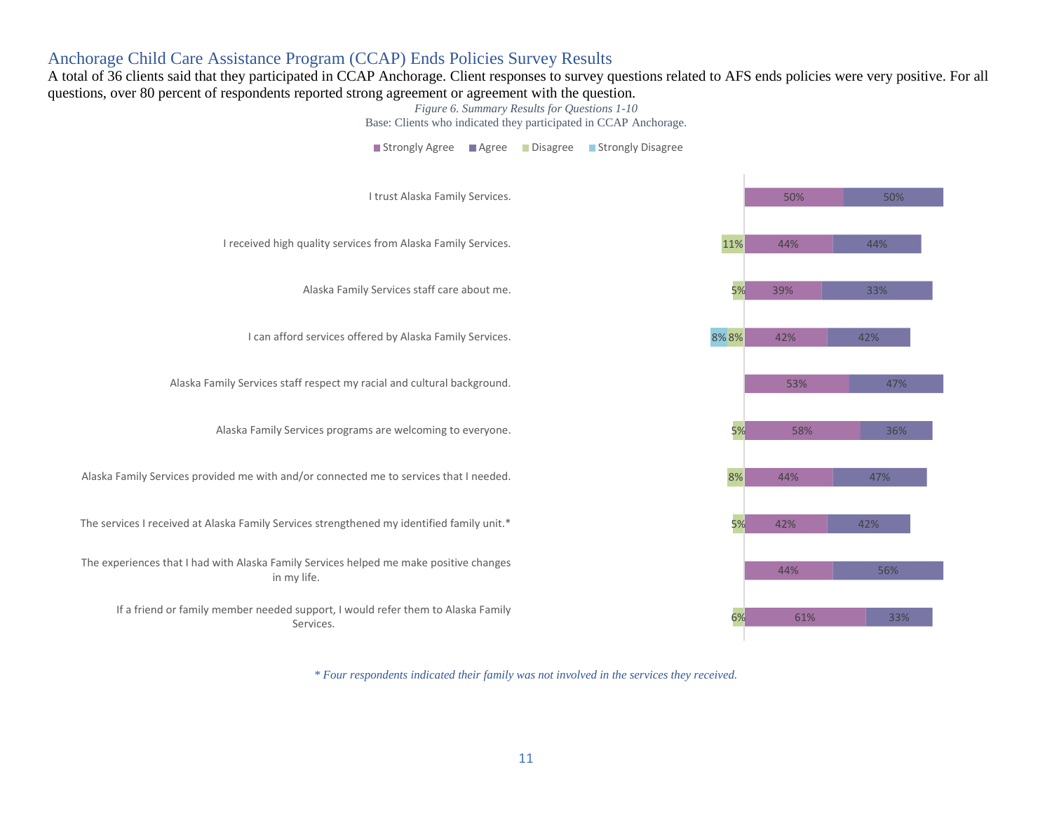## Anchorage Child Care Assistance Program (CCAP) Ends Policies Survey Results

A total of 36 clients said that they participated in CCAP Anchorage. Client responses to survey questions related to AFS ends policies were very positive. For all questions, over 80 percent of respondents reported strong agreement or agreement with the question.

*Figure 6. Summary Results for Questions 1-10*

Base: Clients who indicated they participated in CCAP Anchorage.

Strongly Agree
Agree
Disagree
Strongly Disagree

I trust Alaska Family Services.
50% 50%

I received high quality services from Alaska Family Services.
11% 44% 44%

Alaska Family Services staff care about me.
5% 39% 33%

I can afford services offered by Alaska Family Services.
8% 8% 42% 42%

Alaska Family Services staff respect my racial and cultural background.
53% 47%

Alaska Family Services programs are welcoming to everyone.
5% 58% 36%

Alaska Family Services provided me with and/or connected me to services that I needed.
8% 44% 47%

The services I received at Alaska Family Services strengthened my identified family unit.*
5% 42% 42%

The experiences that I had with Alaska Family Services helped me make positive changes in my life.
44% 56%

If a friend or family member needed support, I would refer them to Alaska Family Services.
6% 61% 33%

*\* Four respondents indicated their family was not involved in the services they received.*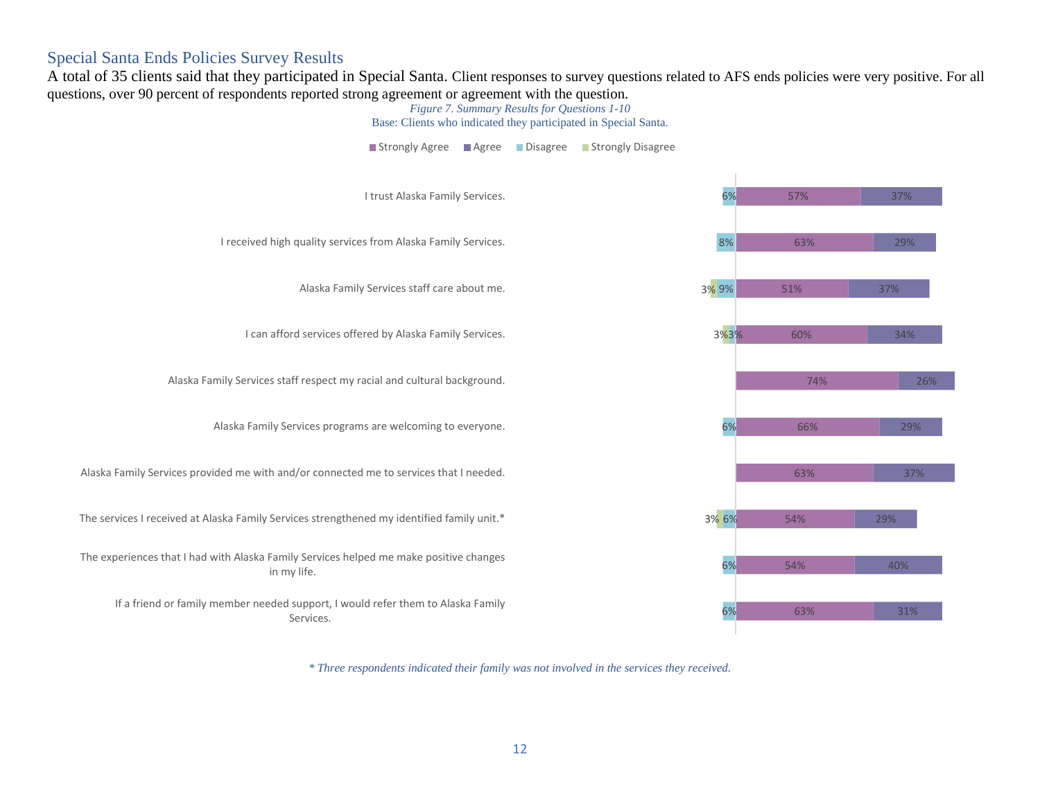## Special Santa Ends Policies Survey Results

A total of 35 clients said that they participated in Special Santa. Client responses to survey questions related to AFS ends policies were very positive. For all questions, over 90 percent of respondents reported strong agreement or agreement with the question.

*Figure 7. Summary Results for Questions 1-10*

Base: Clients who indicated they participated in Special Santa.

| Question | Strongly Disagree | Disagree | Strongly Agree | Agree |
|---|---|---|---|---|
| I trust Alaska Family Services. | | 6% | 57% | 37% |
| I received high quality services from Alaska Family Services. | | 8% | 63% | 29% |
| Alaska Family Services staff care about me. | 3% | 9% | 51% | 37% |
| I can afford services offered by Alaska Family Services. | 3% | 3% | 60% | 34% |
| Alaska Family Services staff respect my racial and cultural background. | | | 74% | 26% |
| Alaska Family Services programs are welcoming to everyone. | | 6% | 66% | 29% |
| Alaska Family Services provided me with and/or connected me to services that I needed. | | | 63% | 37% |
| The services I received at Alaska Family Services strengthened my identified family unit.* | 3% | 6% | 54% | 29% |
| The experiences that I had with Alaska Family Services helped me make positive changes in my life. | | 6% | 54% | 40% |
| If a friend or family member needed support, I would refer them to Alaska Family Services. | | 6% | 63% | 31% |

*\* Three respondents indicated their family was not involved in the services they received.*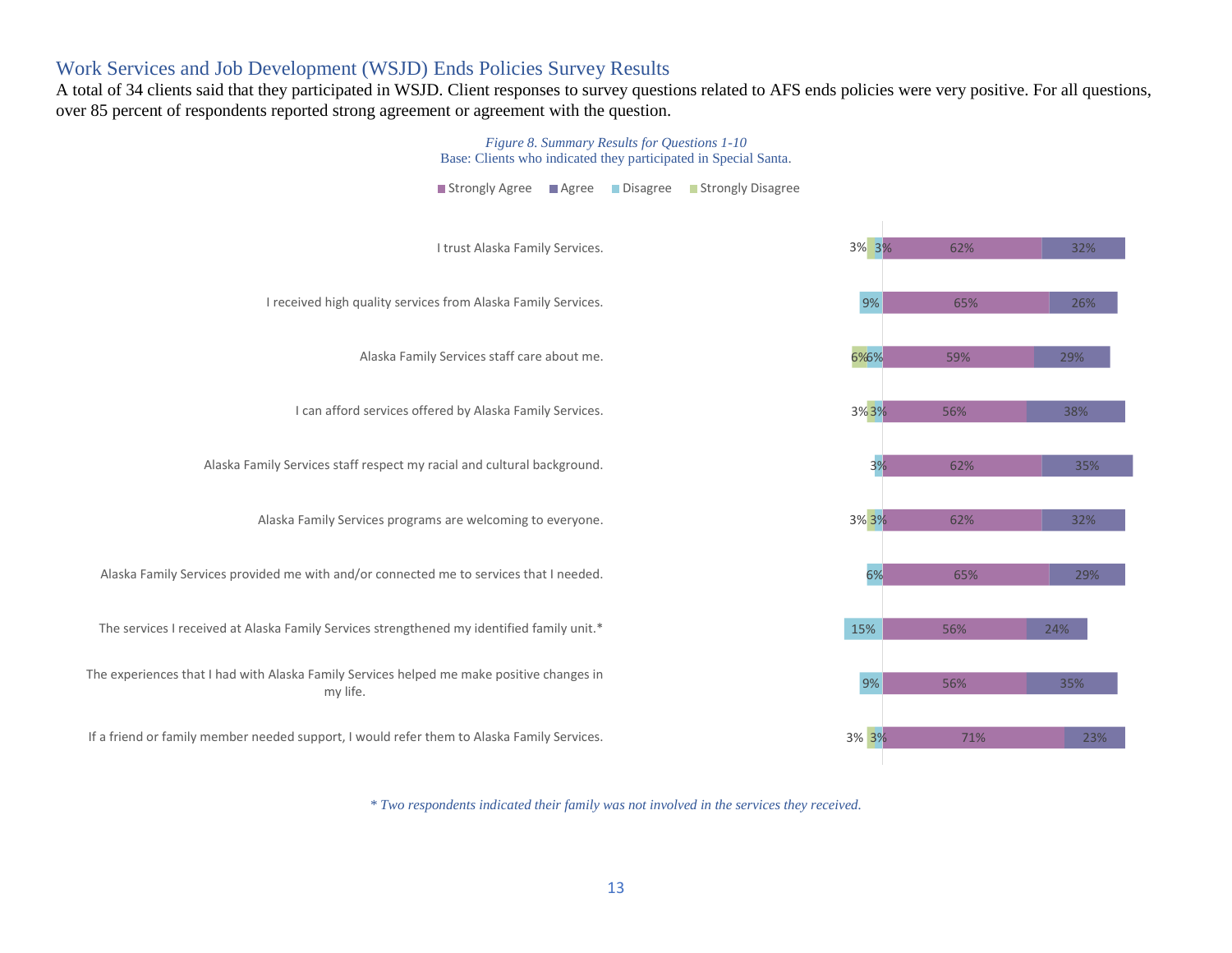## Work Services and Job Development (WSJD) Ends Policies Survey Results

A total of 34 clients said that they participated in WSJD. Client responses to survey questions related to AFS ends policies were very positive. For all questions, over 85 percent of respondents reported strong agreement or agreement with the question.

*Figure 8. Summary Results for Questions 1-10*
Base: Clients who indicated they participated in Special Santa.

Strongly Agree, Agree, Disagree, Strongly Disagree

I trust Alaska Family Services. 3% 3% 62% 32%

I received high quality services from Alaska Family Services. 9% 65% 26%

Alaska Family Services staff care about me. 6% 6% 59% 29%

I can afford services offered by Alaska Family Services. 3% 3% 56% 38%

Alaska Family Services staff respect my racial and cultural background. 3% 62% 35%

Alaska Family Services programs are welcoming to everyone. 3% 3% 62% 32%

Alaska Family Services provided me with and/or connected me to services that I needed. 6% 65% 29%

The services I received at Alaska Family Services strengthened my identified family unit.* 15% 56% 24%

The experiences that I had with Alaska Family Services helped me make positive changes in my life. 9% 56% 35%

If a friend or family member needed support, I would refer them to Alaska Family Services. 3% 3% 71% 23%

*\* Two respondents indicated their family was not involved in the services they received.*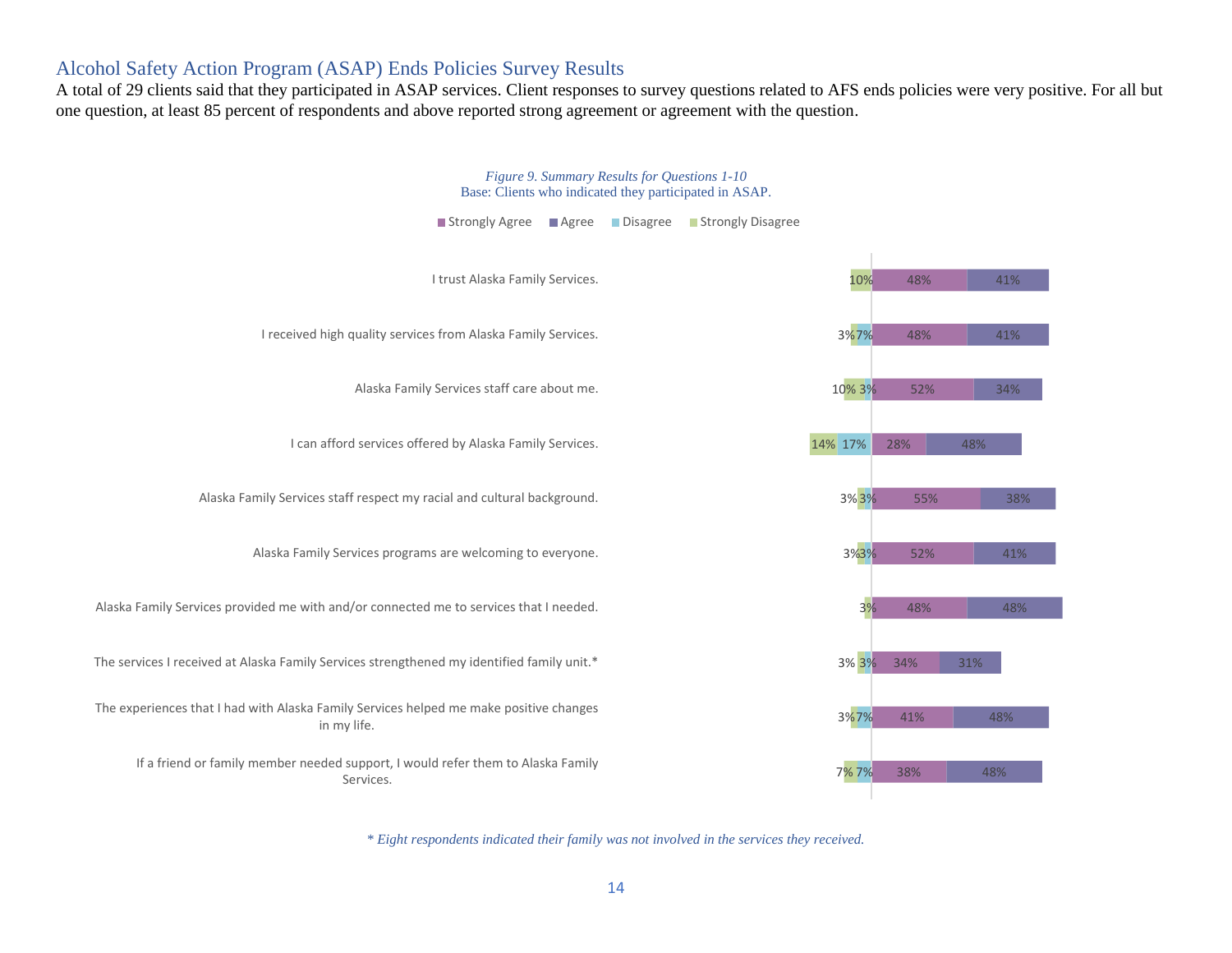## Alcohol Safety Action Program (ASAP) Ends Policies Survey Results

A total of 29 clients said that they participated in ASAP services. Client responses to survey questions related to AFS ends policies were very positive. For all but one question, at least 85 percent of respondents and above reported strong agreement or agreement with the question.

*Figure 9. Summary Results for Questions 1-10*
Base: Clients who indicated they participated in ASAP.

Strongly Agree
Agree
Disagree
Strongly Disagree

I trust Alaska Family Services.
10% 48% 41%

I received high quality services from Alaska Family Services.
3% 7% 48% 41%

Alaska Family Services staff care about me.
10% 3% 52% 34%

I can afford services offered by Alaska Family Services.
14% 17% 28% 48%

Alaska Family Services staff respect my racial and cultural background.
3% 3% 55% 38%

Alaska Family Services programs are welcoming to everyone.
3% 3% 52% 41%

Alaska Family Services provided me with and/or connected me to services that I needed.
3% 48% 48%

The services I received at Alaska Family Services strengthened my identified family unit.*
3% 3% 34% 31%

The experiences that I had with Alaska Family Services helped me make positive changes in my life.
3% 7% 41% 48%

If a friend or family member needed support, I would refer them to Alaska Family Services.
7% 7% 38% 48%

*\* Eight respondents indicated their family was not involved in the services they received.*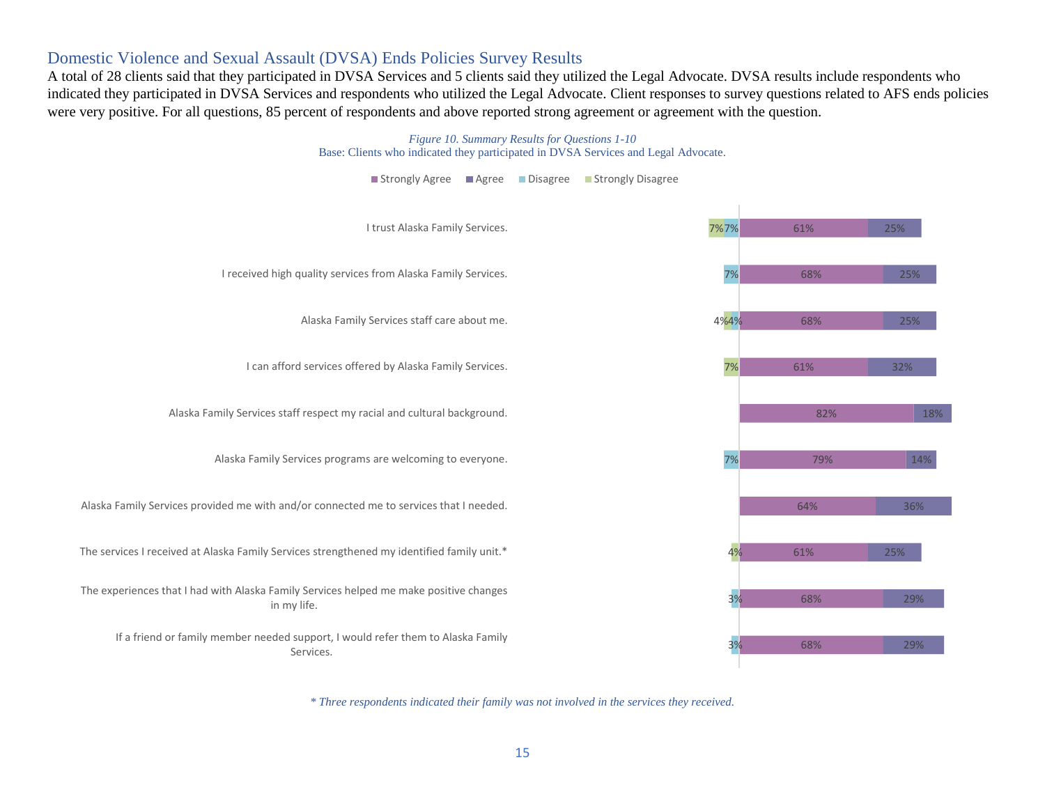## Domestic Violence and Sexual Assault (DVSA) Ends Policies Survey Results

A total of 28 clients said that they participated in DVSA Services and 5 clients said they utilized the Legal Advocate. DVSA results include respondents who indicated they participated in DVSA Services and respondents who utilized the Legal Advocate. Client responses to survey questions related to AFS ends policies were very positive. For all questions, 85 percent of respondents and above reported strong agreement or agreement with the question.

*Figure 10. Summary Results for Questions 1-10*

Base: Clients who indicated they participated in DVSA Services and Legal Advocate.

Strongly Agree
Agree
Disagree
Strongly Disagree

I trust Alaska Family Services.
7% 7% 61% 25%

I received high quality services from Alaska Family Services.
7% 68% 25%

Alaska Family Services staff care about me.
4% 4% 68% 25%

I can afford services offered by Alaska Family Services.
7% 61% 32%

Alaska Family Services staff respect my racial and cultural background.
82% 18%

Alaska Family Services programs are welcoming to everyone.
7% 79% 14%

Alaska Family Services provided me with and/or connected me to services that I needed.
64% 36%

The services I received at Alaska Family Services strengthened my identified family unit.*
4% 61% 25%

The experiences that I had with Alaska Family Services helped me make positive changes in my life.
3% 68% 29%

If a friend or family member needed support, I would refer them to Alaska Family Services.
3% 68% 29%

*\* Three respondents indicated their family was not involved in the services they received.*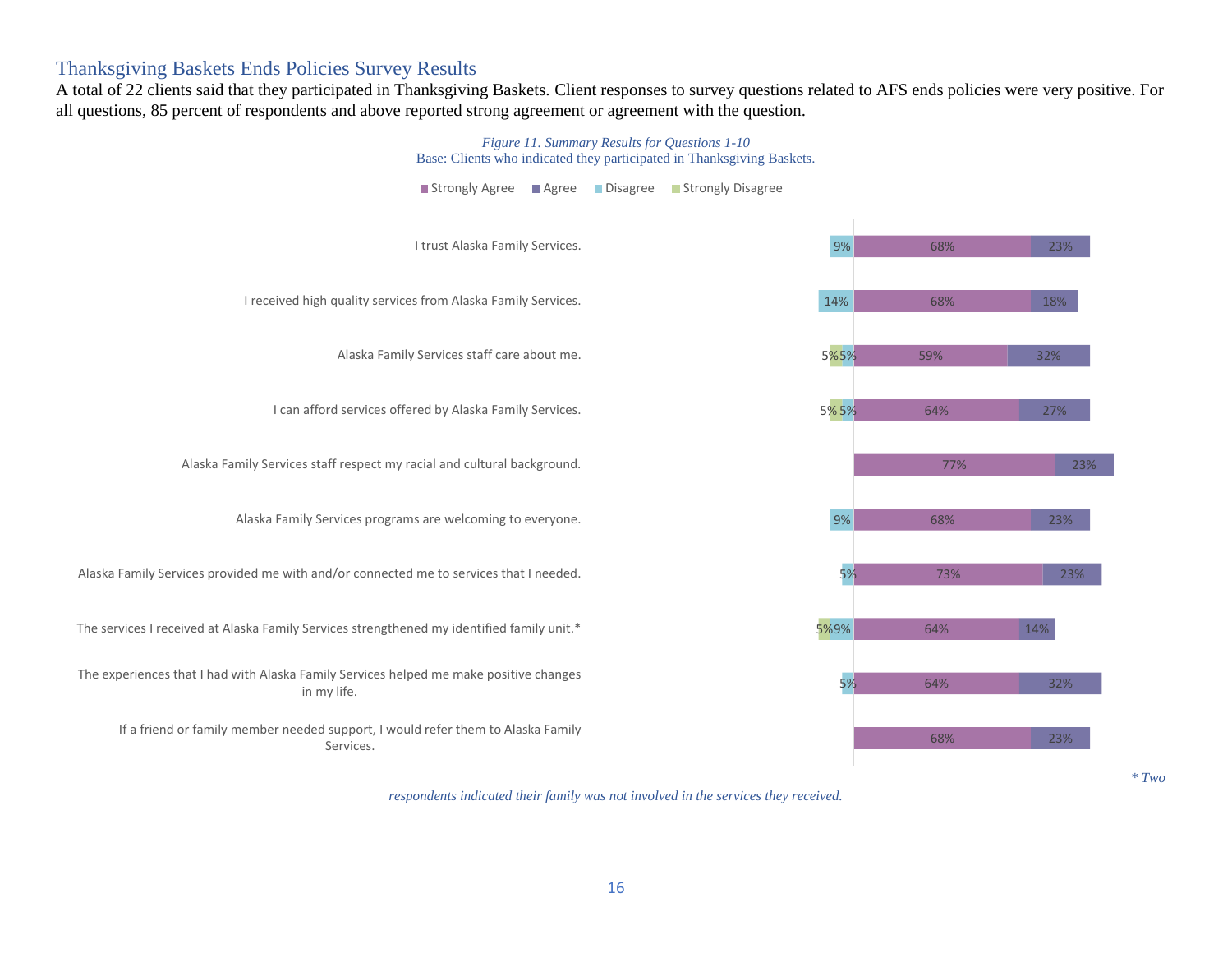## Thanksgiving Baskets Ends Policies Survey Results

A total of 22 clients said that they participated in Thanksgiving Baskets. Client responses to survey questions related to AFS ends policies were very positive. For all questions, 85 percent of respondents and above reported strong agreement or agreement with the question.

*Figure 11. Summary Results for Questions 1-10*
Base: Clients who indicated they participated in Thanksgiving Baskets.

Strongly Agree
Agree
Disagree
Strongly Disagree

I trust Alaska Family Services.
9%
68%
23%

I received high quality services from Alaska Family Services.
14%
68%
18%

Alaska Family Services staff care about me.
5%
5%
59%
32%

I can afford services offered by Alaska Family Services.
5%
5%
64%
27%

Alaska Family Services staff respect my racial and cultural background.
77%
23%

Alaska Family Services programs are welcoming to everyone.
9%
68%
23%

Alaska Family Services provided me with and/or connected me to services that I needed.
5%
73%
23%

The services I received at Alaska Family Services strengthened my identified family unit.*
5%
9%
64%
14%

The experiences that I had with Alaska Family Services helped me make positive changes in my life.
5%
64%
32%

If a friend or family member needed support, I would refer them to Alaska Family Services.
68%
23%

*\* Two respondents indicated their family was not involved in the services they received.*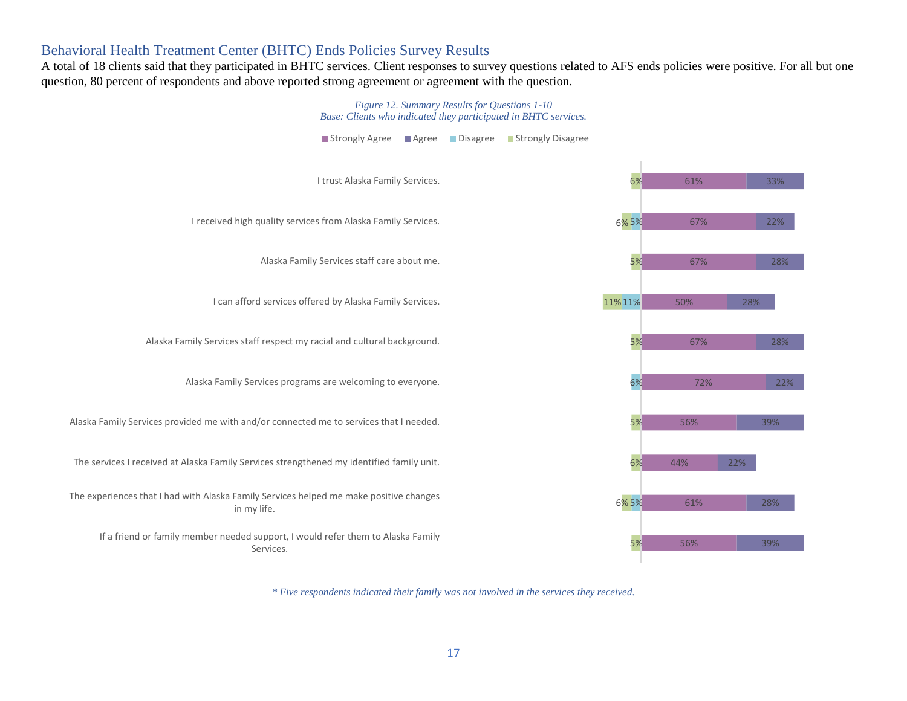## Behavioral Health Treatment Center (BHTC) Ends Policies Survey Results

A total of 18 clients said that they participated in BHTC services. Client responses to survey questions related to AFS ends policies were positive. For all but one question, 80 percent of respondents and above reported strong agreement or agreement with the question.

*Figure 12. Summary Results for Questions 1-10*
*Base: Clients who indicated they participated in BHTC services.*

| Question | Strongly Disagree | Disagree | Strongly Agree | Agree |
|---|---|---|---|---|
| I trust Alaska Family Services. | 6% | | 61% | 33% |
| I received high quality services from Alaska Family Services. | 6% | 5% | 67% | 22% |
| Alaska Family Services staff care about me. | 5% | | 67% | 28% |
| I can afford services offered by Alaska Family Services. | 11% | 11% | 50% | 28% |
| Alaska Family Services staff respect my racial and cultural background. | 5% | | 67% | 28% |
| Alaska Family Services programs are welcoming to everyone. | | 6% | 72% | 22% |
| Alaska Family Services provided me with and/or connected me to services that I needed. | 5% | | 56% | 39% |
| The services I received at Alaska Family Services strengthened my identified family unit. | 6% | | 44% | 22% |
| The experiences that I had with Alaska Family Services helped me make positive changes in my life. | 6% | 5% | 61% | 28% |
| If a friend or family member needed support, I would refer them to Alaska Family Services. | 5% | | 56% | 39% |

*\* Five respondents indicated their family was not involved in the services they received.*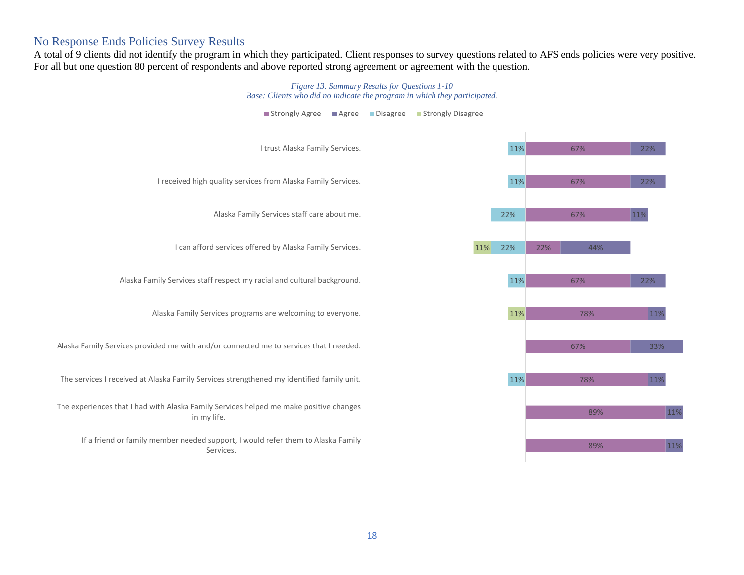## No Response Ends Policies Survey Results

A total of 9 clients did not identify the program in which they participated. Client responses to survey questions related to AFS ends policies were very positive. For all but one question 80 percent of respondents and above reported strong agreement or agreement with the question.

*Figure 13. Summary Results for Questions 1-10*
*Base: Clients who did no indicate the program in which they participated.*

Strongly Agree
Agree
Disagree
Strongly Disagree

I trust Alaska Family Services.
11% 67% 22%

I received high quality services from Alaska Family Services.
11% 67% 22%

Alaska Family Services staff care about me.
22% 67% 11%

I can afford services offered by Alaska Family Services.
11% 22% 22% 44%

Alaska Family Services staff respect my racial and cultural background.
11% 67% 22%

Alaska Family Services programs are welcoming to everyone.
11% 78% 11%

Alaska Family Services provided me with and/or connected me to services that I needed.
67% 33%

The services I received at Alaska Family Services strengthened my identified family unit.
11% 78% 11%

The experiences that I had with Alaska Family Services helped me make positive changes in my life.
89% 11%

If a friend or family member needed support, I would refer them to Alaska Family Services.
89% 11%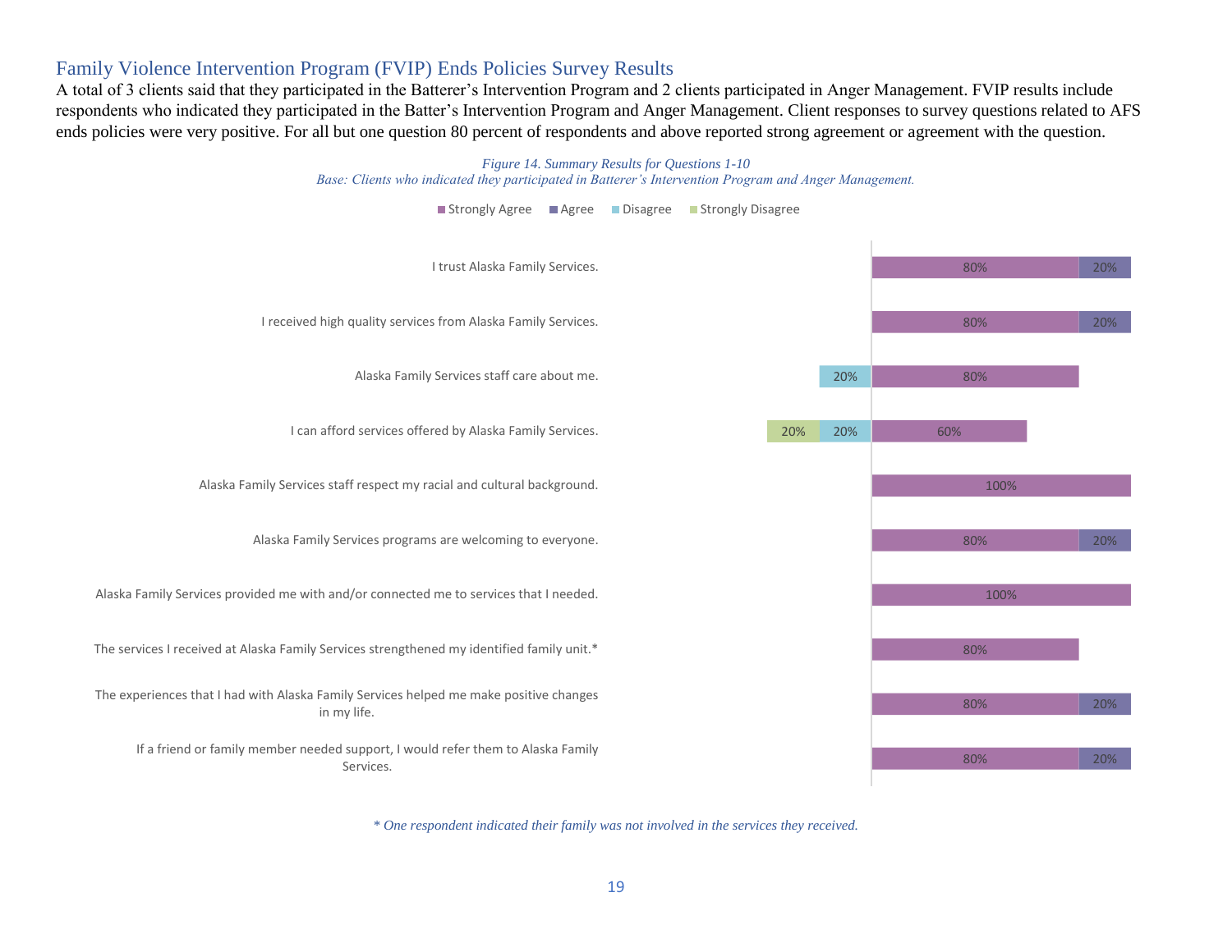## Family Violence Intervention Program (FVIP) Ends Policies Survey Results

A total of 3 clients said that they participated in the Batterer's Intervention Program and 2 clients participated in Anger Management. FVIP results include respondents who indicated they participated in the Batter's Intervention Program and Anger Management. Client responses to survey questions related to AFS ends policies were very positive. For all but one question 80 percent of respondents and above reported strong agreement or agreement with the question.

*Figure 14. Summary Results for Questions 1-10*
*Base: Clients who indicated they participated in Batterer's Intervention Program and Anger Management.*

Strongly Agree
Agree
Disagree
Strongly Disagree

I trust Alaska Family Services.
80%
20%

I received high quality services from Alaska Family Services.
80%
20%

Alaska Family Services staff care about me.
20%
80%

I can afford services offered by Alaska Family Services.
20%
20%
60%

Alaska Family Services staff respect my racial and cultural background.
100%

Alaska Family Services programs are welcoming to everyone.
80%
20%

Alaska Family Services provided me with and/or connected me to services that I needed.
100%

The services I received at Alaska Family Services strengthened my identified family unit.*
80%

The experiences that I had with Alaska Family Services helped me make positive changes in my life.
80%
20%

If a friend or family member needed support, I would refer them to Alaska Family Services.
80%
20%

*\* One respondent indicated their family was not involved in the services they received.*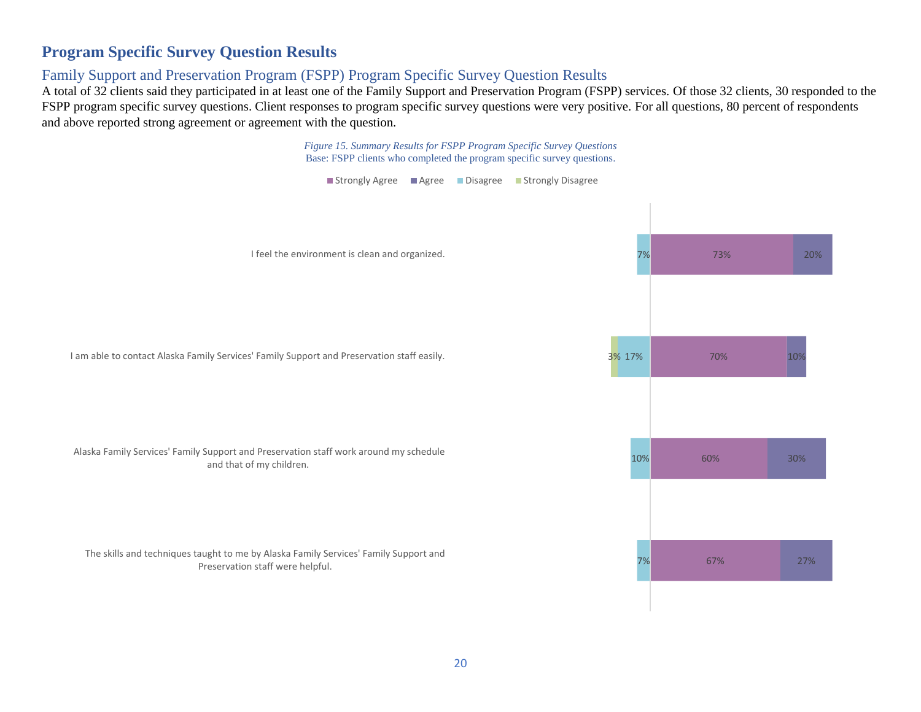## Program Specific Survey Question Results

### Family Support and Preservation Program (FSPP) Program Specific Survey Question Results

A total of 32 clients said they participated in at least one of the Family Support and Preservation Program (FSPP) services. Of those 32 clients, 30 responded to the FSPP program specific survey questions. Client responses to program specific survey questions were very positive. For all questions, 80 percent of respondents and above reported strong agreement or agreement with the question.

*Figure 15. Summary Results for FSPP Program Specific Survey Questions*
Base: FSPP clients who completed the program specific survey questions.

| Question | Strongly Disagree | Disagree | Strongly Agree | Agree |
|---|---|---|---|---|
| I feel the environment is clean and organized. | | 7% | 73% | 20% |
| I am able to contact Alaska Family Services' Family Support and Preservation staff easily. | 3% | 17% | 70% | 10% |
| Alaska Family Services' Family Support and Preservation staff work around my schedule and that of my children. | | 10% | 60% | 30% |
| The skills and techniques taught to me by Alaska Family Services' Family Support and Preservation staff were helpful. | | 7% | 67% | 27% |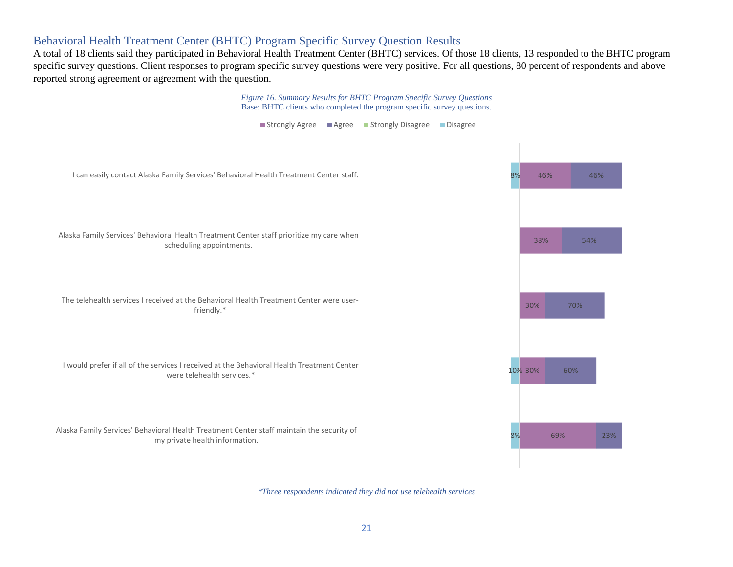## Behavioral Health Treatment Center (BHTC) Program Specific Survey Question Results

A total of 18 clients said they participated in Behavioral Health Treatment Center (BHTC) services. Of those 18 clients, 13 responded to the BHTC program specific survey questions. Client responses to program specific survey questions were very positive. For all questions, 80 percent of respondents and above reported strong agreement or agreement with the question.

*Figure 16. Summary Results for BHTC Program Specific Survey Questions*
Base: BHTC clients who completed the program specific survey questions.

Strongly Agree  Agree  Strongly Disagree  Disagree

I can easily contact Alaska Family Services' Behavioral Health Treatment Center staff.
8% 46% 46%

Alaska Family Services' Behavioral Health Treatment Center staff prioritize my care when scheduling appointments.
38% 54%

The telehealth services I received at the Behavioral Health Treatment Center were user-friendly.*
30% 70%

I would prefer if all of the services I received at the Behavioral Health Treatment Center were telehealth services.*
10% 30% 60%

Alaska Family Services' Behavioral Health Treatment Center staff maintain the security of my private health information.
8% 69% 23%

*\*Three respondents indicated they did not use telehealth services*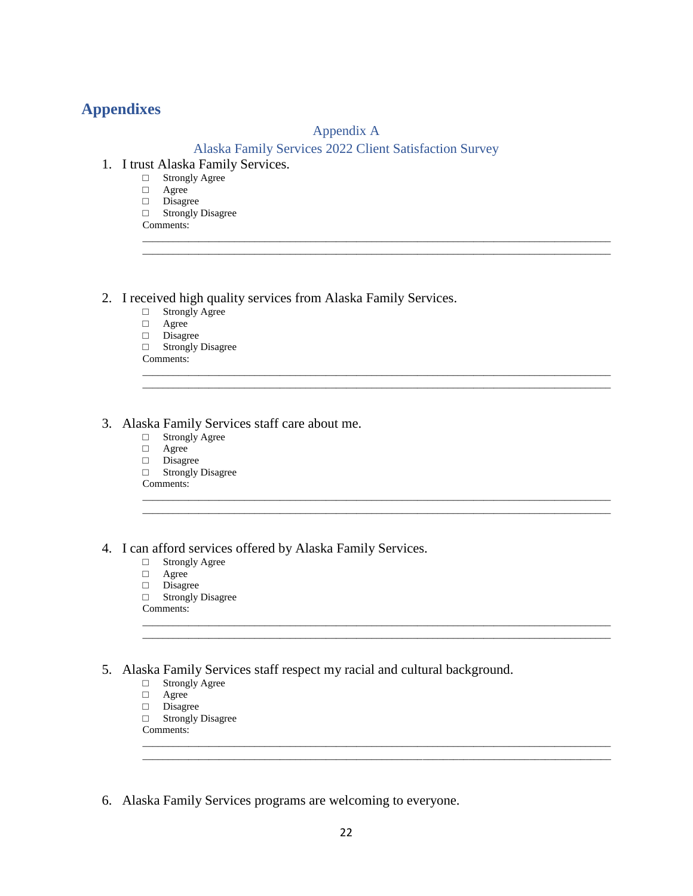# Appendixes

## Appendix A

## Alaska Family Services 2022 Client Satisfaction Survey

1. I trust Alaska Family Services.
   - ☐ Strongly Agree
   - ☐ Agree
   - ☐ Disagree
   - ☐ Strongly Disagree

   Comments:
   ___________________________________________________________________________
   ___________________________________________________________________________

2. I received high quality services from Alaska Family Services.
   - ☐ Strongly Agree
   - ☐ Agree
   - ☐ Disagree
   - ☐ Strongly Disagree

   Comments:
   ___________________________________________________________________________
   ___________________________________________________________________________

3. Alaska Family Services staff care about me.
   - ☐ Strongly Agree
   - ☐ Agree
   - ☐ Disagree
   - ☐ Strongly Disagree

   Comments:
   ___________________________________________________________________________
   ___________________________________________________________________________

4. I can afford services offered by Alaska Family Services.
   - ☐ Strongly Agree
   - ☐ Agree
   - ☐ Disagree
   - ☐ Strongly Disagree

   Comments:
   ___________________________________________________________________________
   ___________________________________________________________________________

5. Alaska Family Services staff respect my racial and cultural background.
   - ☐ Strongly Agree
   - ☐ Agree
   - ☐ Disagree
   - ☐ Strongly Disagree

   Comments:
   ___________________________________________________________________________
   ___________________________________________________________________________

6. Alaska Family Services programs are welcoming to everyone.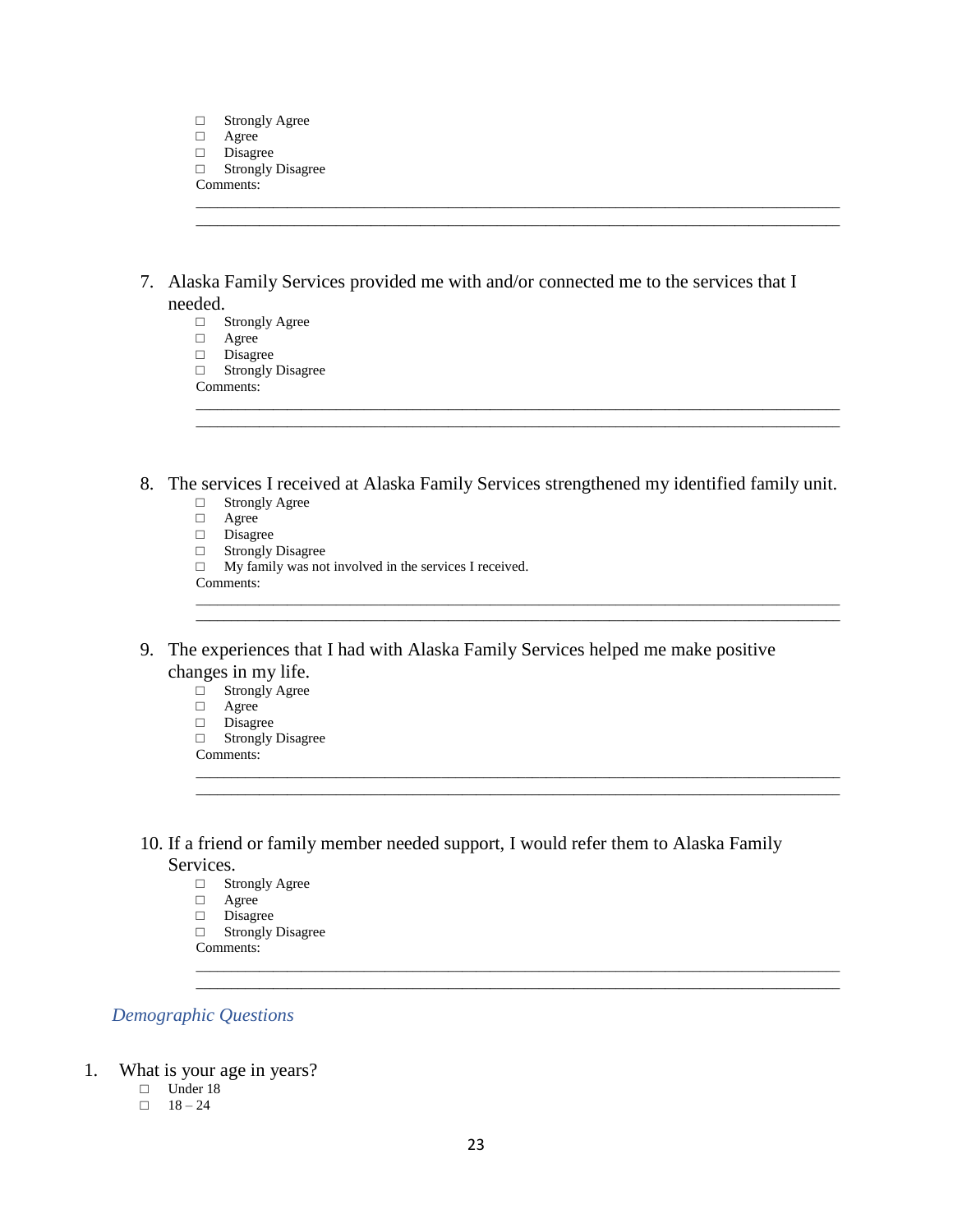- ☐ Strongly Agree
- ☐ Agree
- ☐ Disagree
- ☐ Strongly Disagree

Comments:

\_\_\_\_\_\_\_\_\_\_\_\_\_\_\_\_\_\_\_\_\_\_\_\_\_\_\_\_\_\_\_\_\_\_\_\_\_\_\_\_\_\_\_\_\_\_\_\_\_\_\_\_\_\_\_\_\_\_\_\_\_\_\_\_\_\_\_\_\_\_\_\_\_\_\_\_

\_\_\_\_\_\_\_\_\_\_\_\_\_\_\_\_\_\_\_\_\_\_\_\_\_\_\_\_\_\_\_\_\_\_\_\_\_\_\_\_\_\_\_\_\_\_\_\_\_\_\_\_\_\_\_\_\_\_\_\_\_\_\_\_\_\_\_\_\_\_\_\_\_\_\_\_

7. Alaska Family Services provided me with and/or connected me to the services that I needed.
   - ☐ Strongly Agree
   - ☐ Agree
   - ☐ Disagree
   - ☐ Strongly Disagree

   Comments:

   \_\_\_\_\_\_\_\_\_\_\_\_\_\_\_\_\_\_\_\_\_\_\_\_\_\_\_\_\_\_\_\_\_\_\_\_\_\_\_\_\_\_\_\_\_\_\_\_\_\_\_\_\_\_\_\_\_\_\_\_\_\_\_\_\_\_\_\_\_\_\_\_\_\_\_\_

   \_\_\_\_\_\_\_\_\_\_\_\_\_\_\_\_\_\_\_\_\_\_\_\_\_\_\_\_\_\_\_\_\_\_\_\_\_\_\_\_\_\_\_\_\_\_\_\_\_\_\_\_\_\_\_\_\_\_\_\_\_\_\_\_\_\_\_\_\_\_\_\_\_\_\_\_

8. The services I received at Alaska Family Services strengthened my identified family unit.
   - ☐ Strongly Agree
   - ☐ Agree
   - ☐ Disagree
   - ☐ Strongly Disagree
   - ☐ My family was not involved in the services I received.

   Comments:

   \_\_\_\_\_\_\_\_\_\_\_\_\_\_\_\_\_\_\_\_\_\_\_\_\_\_\_\_\_\_\_\_\_\_\_\_\_\_\_\_\_\_\_\_\_\_\_\_\_\_\_\_\_\_\_\_\_\_\_\_\_\_\_\_\_\_\_\_\_\_\_\_\_\_\_\_

   \_\_\_\_\_\_\_\_\_\_\_\_\_\_\_\_\_\_\_\_\_\_\_\_\_\_\_\_\_\_\_\_\_\_\_\_\_\_\_\_\_\_\_\_\_\_\_\_\_\_\_\_\_\_\_\_\_\_\_\_\_\_\_\_\_\_\_\_\_\_\_\_\_\_\_\_

9. The experiences that I had with Alaska Family Services helped me make positive changes in my life.
   - ☐ Strongly Agree
   - ☐ Agree
   - ☐ Disagree
   - ☐ Strongly Disagree

   Comments:

   \_\_\_\_\_\_\_\_\_\_\_\_\_\_\_\_\_\_\_\_\_\_\_\_\_\_\_\_\_\_\_\_\_\_\_\_\_\_\_\_\_\_\_\_\_\_\_\_\_\_\_\_\_\_\_\_\_\_\_\_\_\_\_\_\_\_\_\_\_\_\_\_\_\_\_\_

   \_\_\_\_\_\_\_\_\_\_\_\_\_\_\_\_\_\_\_\_\_\_\_\_\_\_\_\_\_\_\_\_\_\_\_\_\_\_\_\_\_\_\_\_\_\_\_\_\_\_\_\_\_\_\_\_\_\_\_\_\_\_\_\_\_\_\_\_\_\_\_\_\_\_\_\_

10. If a friend or family member needed support, I would refer them to Alaska Family Services.
    - ☐ Strongly Agree
    - ☐ Agree
    - ☐ Disagree
    - ☐ Strongly Disagree

    Comments:

    \_\_\_\_\_\_\_\_\_\_\_\_\_\_\_\_\_\_\_\_\_\_\_\_\_\_\_\_\_\_\_\_\_\_\_\_\_\_\_\_\_\_\_\_\_\_\_\_\_\_\_\_\_\_\_\_\_\_\_\_\_\_\_\_\_\_\_\_\_\_\_\_\_\_\_\_

    \_\_\_\_\_\_\_\_\_\_\_\_\_\_\_\_\_\_\_\_\_\_\_\_\_\_\_\_\_\_\_\_\_\_\_\_\_\_\_\_\_\_\_\_\_\_\_\_\_\_\_\_\_\_\_\_\_\_\_\_\_\_\_\_\_\_\_\_\_\_\_\_\_\_\_\_

### *Demographic Questions*

1. What is your age in years?
   - ☐ Under 18
   - ☐ 18 – 24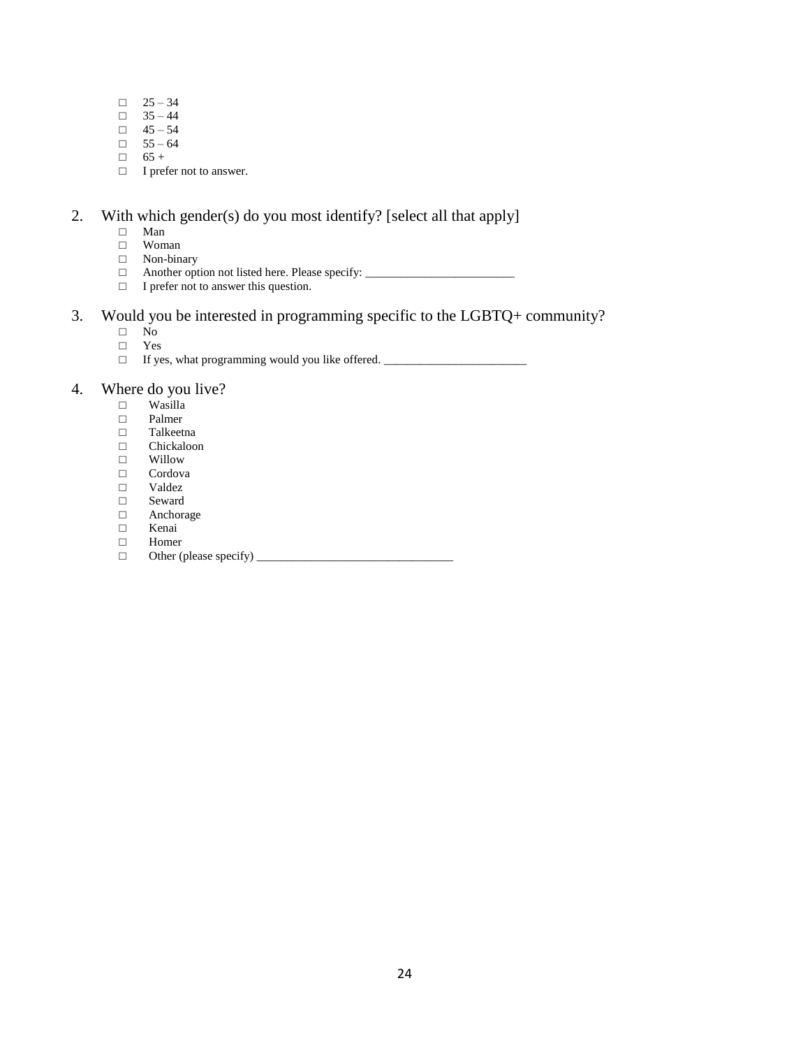- ☐ 25 – 34
- ☐ 35 – 44
- ☐ 45 – 54
- ☐ 55 – 64
- ☐ 65 +
- ☐ I prefer not to answer.

2. With which gender(s) do you most identify? [select all that apply]
   - ☐ Man
   - ☐ Woman
   - ☐ Non-binary
   - ☐ Another option not listed here. Please specify: ________________________
   - ☐ I prefer not to answer this question.

3. Would you be interested in programming specific to the LGBTQ+ community?
   - ☐ No
   - ☐ Yes
   - ☐ If yes, what programming would you like offered. _______________________

4. Where do you live?
   - ☐ Wasilla
   - ☐ Palmer
   - ☐ Talkeetna
   - ☐ Chickaloon
   - ☐ Willow
   - ☐ Cordova
   - ☐ Valdez
   - ☐ Seward
   - ☐ Anchorage
   - ☐ Kenai
   - ☐ Homer
   - ☐ Other (please specify) ________________________________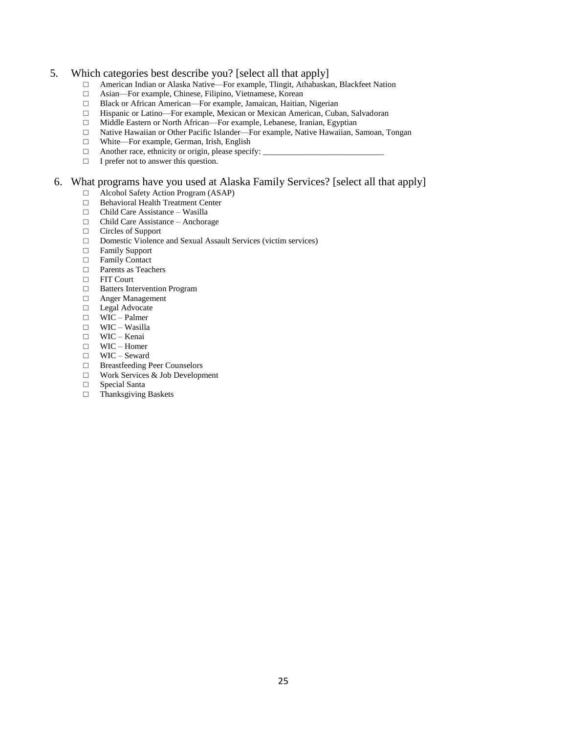5. Which categories best describe you? [select all that apply]
   - ☐ American Indian or Alaska Native—For example, Tlingit, Athabaskan, Blackfeet Nation
   - ☐ Asian—For example, Chinese, Filipino, Vietnamese, Korean
   - ☐ Black or African American—For example, Jamaican, Haitian, Nigerian
   - ☐ Hispanic or Latino—For example, Mexican or Mexican American, Cuban, Salvadoran
   - ☐ Middle Eastern or North African—For example, Lebanese, Iranian, Egyptian
   - ☐ Native Hawaiian or Other Pacific Islander—For example, Native Hawaiian, Samoan, Tongan
   - ☐ White—For example, German, Irish, English
   - ☐ Another race, ethnicity or origin, please specify: ____________________________
   - ☐ I prefer not to answer this question.

6. What programs have you used at Alaska Family Services? [select all that apply]
   - ☐ Alcohol Safety Action Program (ASAP)
   - ☐ Behavioral Health Treatment Center
   - ☐ Child Care Assistance – Wasilla
   - ☐ Child Care Assistance – Anchorage
   - ☐ Circles of Support
   - ☐ Domestic Violence and Sexual Assault Services (victim services)
   - ☐ Family Support
   - ☐ Family Contact
   - ☐ Parents as Teachers
   - ☐ FIT Court
   - ☐ Batters Intervention Program
   - ☐ Anger Management
   - ☐ Legal Advocate
   - ☐ WIC – Palmer
   - ☐ WIC – Wasilla
   - ☐ WIC – Kenai
   - ☐ WIC – Homer
   - ☐ WIC – Seward
   - ☐ Breastfeeding Peer Counselors
   - ☐ Work Services & Job Development
   - ☐ Special Santa
   - ☐ Thanksgiving Baskets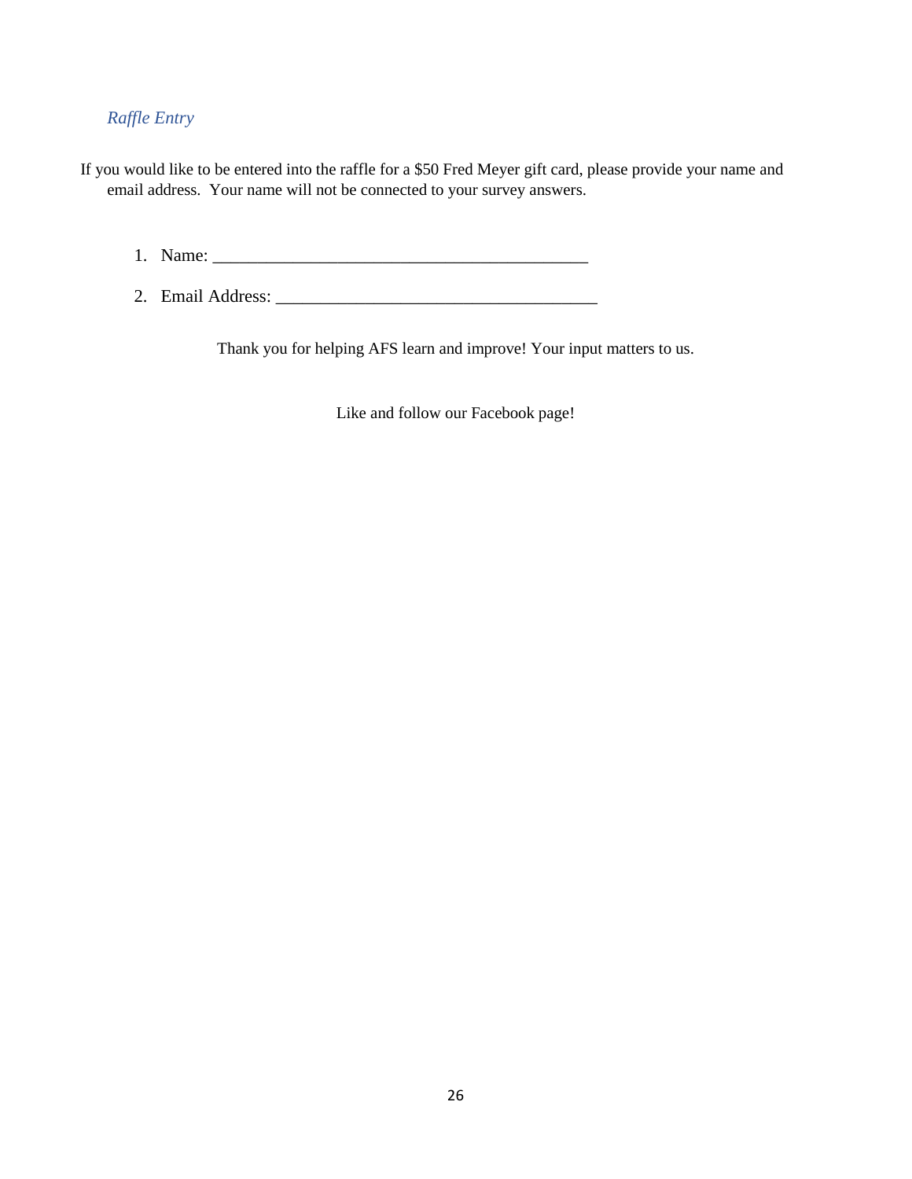### *Raffle Entry*

If you would like to be entered into the raffle for a $50 Fred Meyer gift card, please provide your name and email address. Your name will not be connected to your survey answers.

1. Name: ___________________________________________
2. Email Address: _____________________________________

Thank you for helping AFS learn and improve! Your input matters to us.

Like and follow our Facebook page!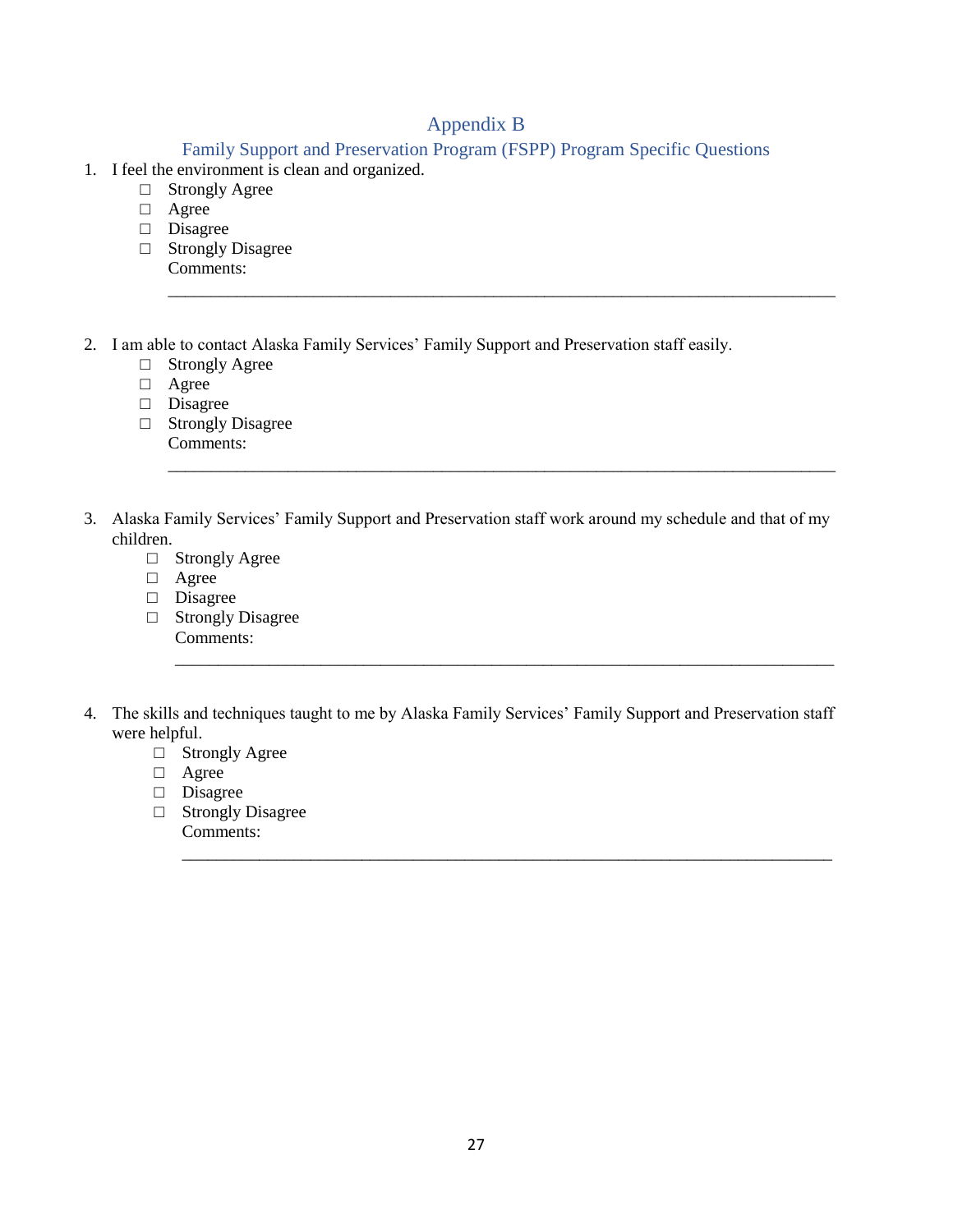# Appendix B

## Family Support and Preservation Program (FSPP) Program Specific Questions

1. I feel the environment is clean and organized.
   - ☐ Strongly Agree
   - ☐ Agree
   - ☐ Disagree
   - ☐ Strongly Disagree

   Comments:

   ___________________________________________________________________________

2. I am able to contact Alaska Family Services' Family Support and Preservation staff easily.
   - ☐ Strongly Agree
   - ☐ Agree
   - ☐ Disagree
   - ☐ Strongly Disagree

   Comments:

   ___________________________________________________________________________

3. Alaska Family Services' Family Support and Preservation staff work around my schedule and that of my children.
   - ☐ Strongly Agree
   - ☐ Agree
   - ☐ Disagree
   - ☐ Strongly Disagree

   Comments:

   ___________________________________________________________________________

4. The skills and techniques taught to me by Alaska Family Services' Family Support and Preservation staff were helpful.
   - ☐ Strongly Agree
   - ☐ Agree
   - ☐ Disagree
   - ☐ Strongly Disagree

   Comments:

   ___________________________________________________________________________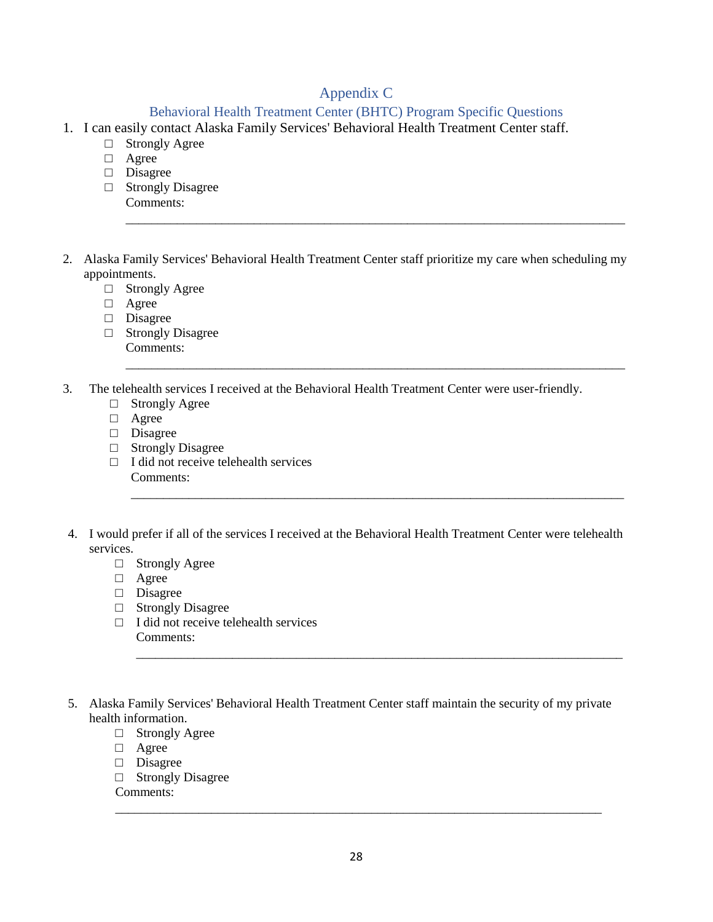# Appendix C

## Behavioral Health Treatment Center (BHTC) Program Specific Questions

1. I can easily contact Alaska Family Services' Behavioral Health Treatment Center staff.
   - ☐ Strongly Agree
   - ☐ Agree
   - ☐ Disagree
   - ☐ Strongly Disagree

   Comments:

   \_\_\_\_\_\_\_\_\_\_\_\_\_\_\_\_\_\_\_\_\_\_\_\_\_\_\_\_\_\_\_\_\_\_\_\_\_\_\_\_\_\_\_\_\_\_\_\_\_\_\_\_\_\_\_\_\_\_\_\_\_\_\_\_\_\_\_\_\_\_

2. Alaska Family Services' Behavioral Health Treatment Center staff prioritize my care when scheduling my appointments.
   - ☐ Strongly Agree
   - ☐ Agree
   - ☐ Disagree
   - ☐ Strongly Disagree

   Comments:

   \_\_\_\_\_\_\_\_\_\_\_\_\_\_\_\_\_\_\_\_\_\_\_\_\_\_\_\_\_\_\_\_\_\_\_\_\_\_\_\_\_\_\_\_\_\_\_\_\_\_\_\_\_\_\_\_\_\_\_\_\_\_\_\_\_\_\_\_\_\_

3. The telehealth services I received at the Behavioral Health Treatment Center were user-friendly.
   - ☐ Strongly Agree
   - ☐ Agree
   - ☐ Disagree
   - ☐ Strongly Disagree
   - ☐ I did not receive telehealth services

   Comments:

   \_\_\_\_\_\_\_\_\_\_\_\_\_\_\_\_\_\_\_\_\_\_\_\_\_\_\_\_\_\_\_\_\_\_\_\_\_\_\_\_\_\_\_\_\_\_\_\_\_\_\_\_\_\_\_\_\_\_\_\_\_\_\_\_\_\_\_\_\_\_

4. I would prefer if all of the services I received at the Behavioral Health Treatment Center were telehealth services.
   - ☐ Strongly Agree
   - ☐ Agree
   - ☐ Disagree
   - ☐ Strongly Disagree
   - ☐ I did not receive telehealth services

   Comments:

   \_\_\_\_\_\_\_\_\_\_\_\_\_\_\_\_\_\_\_\_\_\_\_\_\_\_\_\_\_\_\_\_\_\_\_\_\_\_\_\_\_\_\_\_\_\_\_\_\_\_\_\_\_\_\_\_\_\_\_\_\_\_\_\_\_\_\_\_\_\_

5. Alaska Family Services' Behavioral Health Treatment Center staff maintain the security of my private health information.
   - ☐ Strongly Agree
   - ☐ Agree
   - ☐ Disagree
   - ☐ Strongly Disagree

   Comments:

   \_\_\_\_\_\_\_\_\_\_\_\_\_\_\_\_\_\_\_\_\_\_\_\_\_\_\_\_\_\_\_\_\_\_\_\_\_\_\_\_\_\_\_\_\_\_\_\_\_\_\_\_\_\_\_\_\_\_\_\_\_\_\_\_\_\_\_\_\_\_